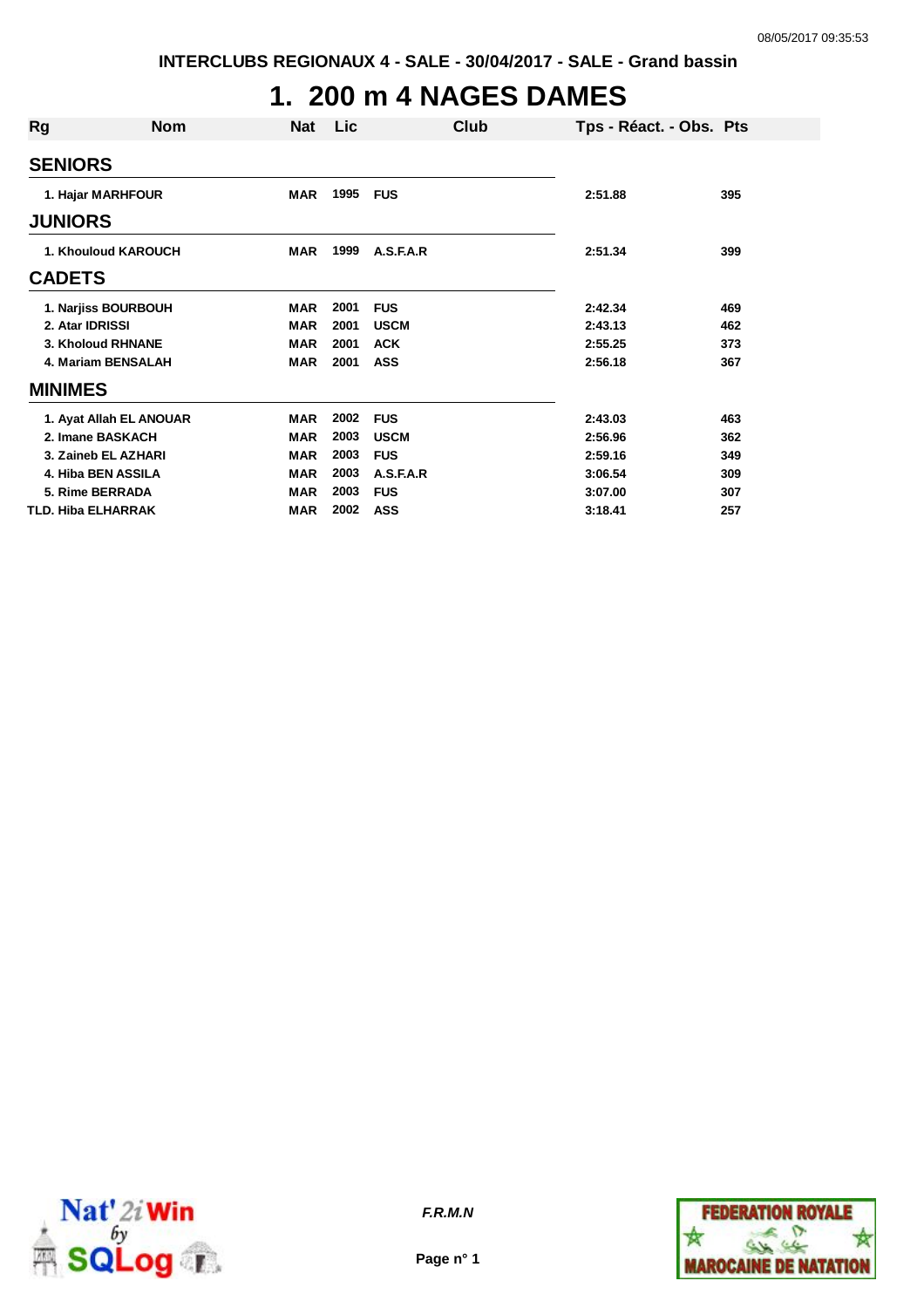INTERCLUBS REGIONAUX 4 - SALE - 30/04/2017 - SALE - Grand bassin

# 1. 200 m 4 NAGES DAMES

| Rg | Nom | Nat | Lic | Club | Tps - Réact. - Obs. | Pts |
|---|---|---|---|---|---|---|
| **SENIORS** | | | | | | |
| 1. | Hajar MARHFOUR | MAR | 1995 | FUS | 2:51.88 | 395 |
| **JUNIORS** | | | | | | |
| 1. | Khouloud KAROUCH | MAR | 1999 | A.S.F.A.R | 2:51.34 | 399 |
| **CADETS** | | | | | | |
| 1. | Narjiss BOURBOUH | MAR | 2001 | FUS | 2:42.34 | 469 |
| 2. | Atar IDRISSI | MAR | 2001 | USCM | 2:43.13 | 462 |
| 3. | Kholoud RHNANE | MAR | 2001 | ACK | 2:55.25 | 373 |
| 4. | Mariam BENSALAH | MAR | 2001 | ASS | 2:56.18 | 367 |
| **MINIMES** | | | | | | |
| 1. | Ayat Allah EL ANOUAR | MAR | 2002 | FUS | 2:43.03 | 463 |
| 2. | Imane BASKACH | MAR | 2003 | USCM | 2:56.96 | 362 |
| 3. | Zaineb EL AZHARI | MAR | 2003 | FUS | 2:59.16 | 349 |
| 4. | Hiba BEN ASSILA | MAR | 2003 | A.S.F.A.R | 3:06.54 | 309 |
| 5. | Rime BERRADA | MAR | 2003 | FUS | 3:07.00 | 307 |
| TLD. | Hiba ELHARRAK | MAR | 2002 | ASS | 3:18.41 | 257 |

*F.R.M.N*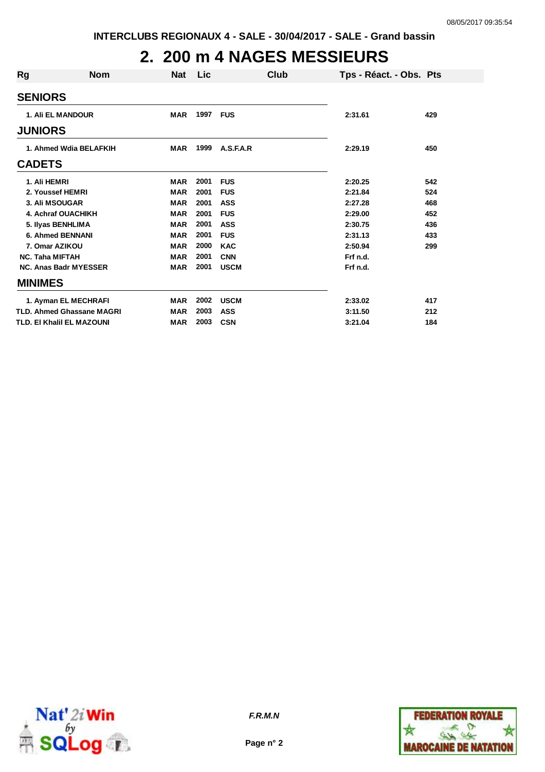INTERCLUBS REGIONAUX 4 - SALE - 30/04/2017 - SALE - Grand bassin

# 2. 200 m 4 NAGES MESSIEURS

| Rg | Nom | Nat | Lic | Club | Tps - Réact. - Obs. | Pts |
|---|---|---|---|---|---|---|
| **SENIORS** | | | | | | |
| 1. | Ali EL MANDOUR | MAR | 1997 | FUS | 2:31.61 | 429 |
| **JUNIORS** | | | | | | |
| 1. | Ahmed Wdia BELAFKIH | MAR | 1999 | A.S.F.A.R | 2:29.19 | 450 |
| **CADETS** | | | | | | |
| 1. | Ali HEMRI | MAR | 2001 | FUS | 2:20.25 | 542 |
| 2. | Youssef HEMRI | MAR | 2001 | FUS | 2:21.84 | 524 |
| 3. | Ali MSOUGAR | MAR | 2001 | ASS | 2:27.28 | 468 |
| 4. | Achraf OUACHIKH | MAR | 2001 | FUS | 2:29.00 | 452 |
| 5. | Ilyas BENHLIMA | MAR | 2001 | ASS | 2:30.75 | 436 |
| 6. | Ahmed BENNANI | MAR | 2001 | FUS | 2:31.13 | 433 |
| 7. | Omar AZIKOU | MAR | 2000 | KAC | 2:50.94 | 299 |
| NC. | Taha MIFTAH | MAR | 2001 | CNN | Frf n.d. | |
| NC. | Anas Badr MYESSER | MAR | 2001 | USCM | Frf n.d. | |
| **MINIMES** | | | | | | |
| 1. | Ayman EL MECHRAFI | MAR | 2002 | USCM | 2:33.02 | 417 |
| TLD. | Ahmed Ghassane MAGRI | MAR | 2003 | ASS | 3:11.50 | 212 |
| TLD. | El Khalil EL MAZOUNI | MAR | 2003 | CSN | 3:21.04 | 184 |

*F.R.M.N*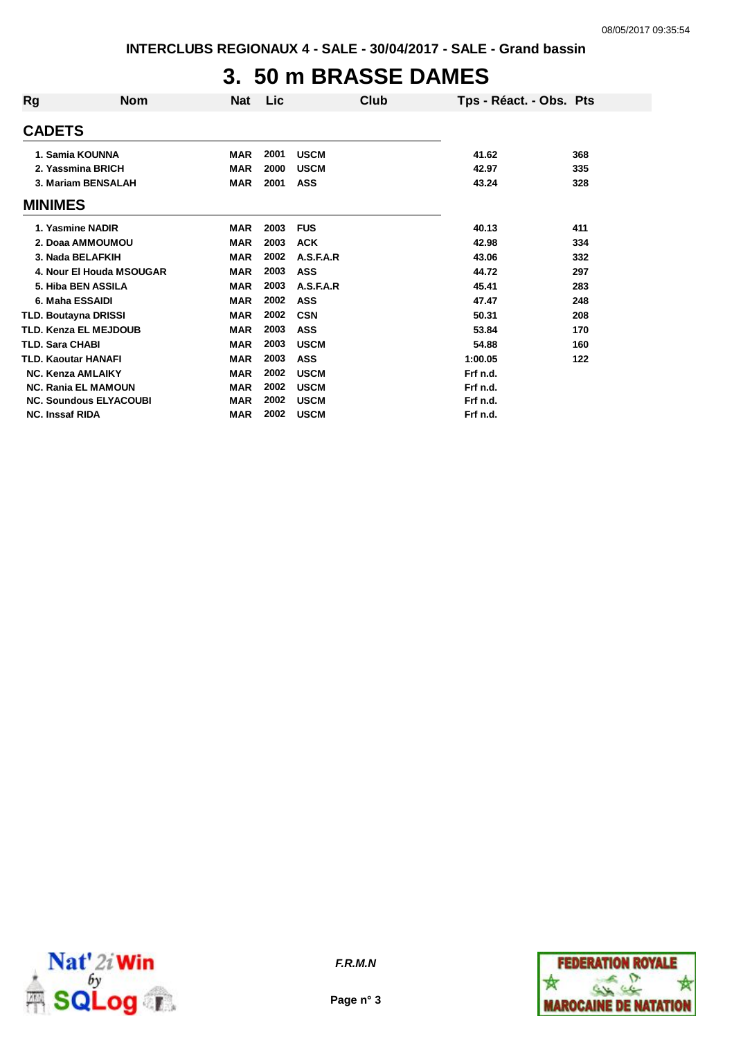INTERCLUBS REGIONAUX 4 - SALE - 30/04/2017 - SALE - Grand bassin

# 3. 50 m BRASSE DAMES

| Rg | Nom | Nat | Lic | Club | Tps - Réact. - Obs. | Pts |
|---|---|---|---|---|---|---|
| **CADETS** | | | | | | |
| 1. | Samia KOUNNA | MAR | 2001 | USCM | 41.62 | 368 |
| 2. | Yassmina BRICH | MAR | 2000 | USCM | 42.97 | 335 |
| 3. | Mariam BENSALAH | MAR | 2001 | ASS | 43.24 | 328 |
| **MINIMES** | | | | | | |
| 1. | Yasmine NADIR | MAR | 2003 | FUS | 40.13 | 411 |
| 2. | Doaa AMMOUMOU | MAR | 2003 | ACK | 42.98 | 334 |
| 3. | Nada BELAFKIH | MAR | 2002 | A.S.F.A.R | 43.06 | 332 |
| 4. | Nour El Houda MSOUGAR | MAR | 2003 | ASS | 44.72 | 297 |
| 5. | Hiba BEN ASSILA | MAR | 2003 | A.S.F.A.R | 45.41 | 283 |
| 6. | Maha ESSAIDI | MAR | 2002 | ASS | 47.47 | 248 |
| TLD. | Boutayna DRISSI | MAR | 2002 | CSN | 50.31 | 208 |
| TLD. | Kenza EL MEJDOUB | MAR | 2003 | ASS | 53.84 | 170 |
| TLD. | Sara CHABI | MAR | 2003 | USCM | 54.88 | 160 |
| TLD. | Kaoutar HANAFI | MAR | 2003 | ASS | 1:00.05 | 122 |
| NC. | Kenza AMLAIKY | MAR | 2002 | USCM | Frf n.d. | |
| NC. | Rania EL MAMOUN | MAR | 2002 | USCM | Frf n.d. | |
| NC. | Soundous ELYACOUBI | MAR | 2002 | USCM | Frf n.d. | |
| NC. | Inssaf RIDA | MAR | 2002 | USCM | Frf n.d. | |

*F.R.M.N*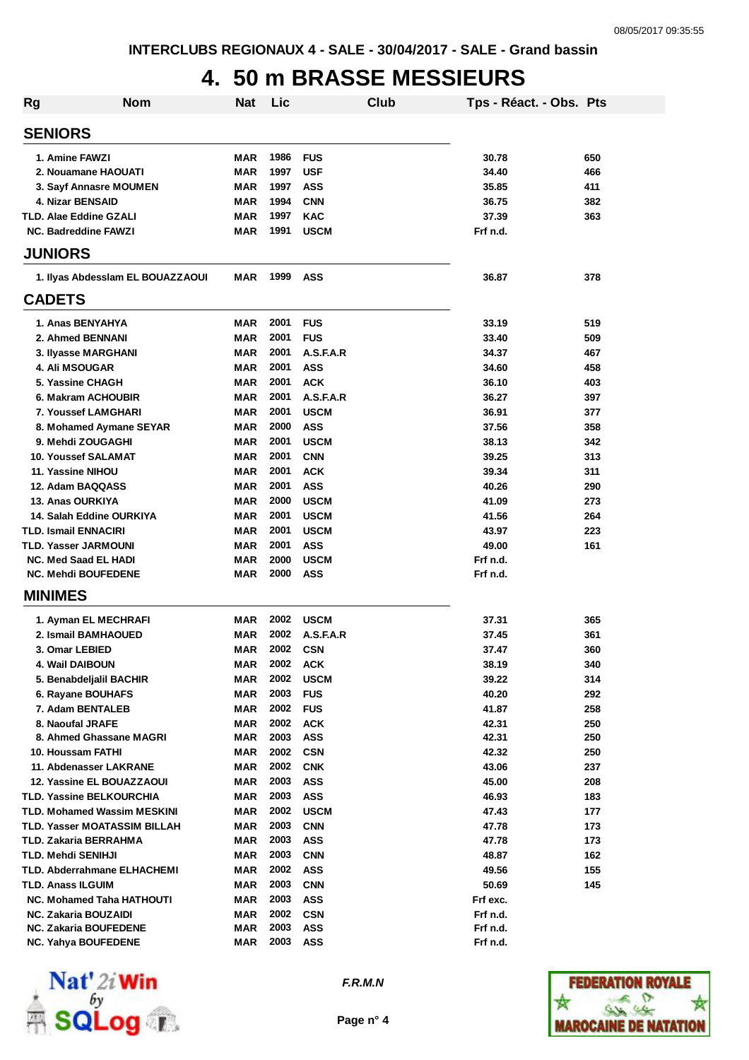INTERCLUBS REGIONAUX 4 - SALE - 30/04/2017 - SALE - Grand bassin

# 4. 50 m BRASSE MESSIEURS

| Rg | Nom | Nat | Lic | Club | Tps - Réact. - Obs. | Pts |
|---|---|---|---|---|---|---|
| **SENIORS** | | | | | | |
| 1. | Amine FAWZI | MAR | 1986 | FUS | 30.78 | 650 |
| 2. | Nouamane HAOUATI | MAR | 1997 | USF | 34.40 | 466 |
| 3. | Sayf Annasre MOUMEN | MAR | 1997 | ASS | 35.85 | 411 |
| 4. | Nizar BENSAID | MAR | 1994 | CNN | 36.75 | 382 |
| TLD. | Alae Eddine GZALI | MAR | 1997 | KAC | 37.39 | 363 |
| NC. | Badreddine FAWZI | MAR | 1991 | USCM | Frf n.d. | |
| **JUNIORS** | | | | | | |
| 1. | Ilyas Abdesslam EL BOUAZZAOUI | MAR | 1999 | ASS | 36.87 | 378 |
| **CADETS** | | | | | | |
| 1. | Anas BENYAHYA | MAR | 2001 | FUS | 33.19 | 519 |
| 2. | Ahmed BENNANI | MAR | 2001 | FUS | 33.40 | 509 |
| 3. | Ilyasse MARGHANI | MAR | 2001 | A.S.F.A.R | 34.37 | 467 |
| 4. | Ali MSOUGAR | MAR | 2001 | ASS | 34.60 | 458 |
| 5. | Yassine CHAGH | MAR | 2001 | ACK | 36.10 | 403 |
| 6. | Makram ACHOUBIR | MAR | 2001 | A.S.F.A.R | 36.27 | 397 |
| 7. | Youssef LAMGHARI | MAR | 2001 | USCM | 36.91 | 377 |
| 8. | Mohamed Aymane SEYAR | MAR | 2000 | ASS | 37.56 | 358 |
| 9. | Mehdi ZOUGAGHI | MAR | 2001 | USCM | 38.13 | 342 |
| 10. | Youssef SALAMAT | MAR | 2001 | CNN | 39.25 | 313 |
| 11. | Yassine NIHOU | MAR | 2001 | ACK | 39.34 | 311 |
| 12. | Adam BAQQASS | MAR | 2001 | ASS | 40.26 | 290 |
| 13. | Anas OURKIYA | MAR | 2000 | USCM | 41.09 | 273 |
| 14. | Salah Eddine OURKIYA | MAR | 2001 | USCM | 41.56 | 264 |
| TLD. | Ismail ENNACIRI | MAR | 2001 | USCM | 43.97 | 223 |
| TLD. | Yasser JARMOUNI | MAR | 2001 | ASS | 49.00 | 161 |
| NC. | Med Saad EL HADI | MAR | 2000 | USCM | Frf n.d. | |
| NC. | Mehdi BOUFEDENE | MAR | 2000 | ASS | Frf n.d. | |
| **MINIMES** | | | | | | |
| 1. | Ayman EL MECHRAFI | MAR | 2002 | USCM | 37.31 | 365 |
| 2. | Ismail BAMHAOUED | MAR | 2002 | A.S.F.A.R | 37.45 | 361 |
| 3. | Omar LEBIED | MAR | 2002 | CSN | 37.47 | 360 |
| 4. | Wail DAIBOUN | MAR | 2002 | ACK | 38.19 | 340 |
| 5. | Benabdeljalil BACHIR | MAR | 2002 | USCM | 39.22 | 314 |
| 6. | Rayane BOUHAFS | MAR | 2003 | FUS | 40.20 | 292 |
| 7. | Adam BENTALEB | MAR | 2002 | FUS | 41.87 | 258 |
| 8. | Naoufal JRAFE | MAR | 2002 | ACK | 42.31 | 250 |
| 8. | Ahmed Ghassane MAGRI | MAR | 2003 | ASS | 42.31 | 250 |
| 10. | Houssam FATHI | MAR | 2002 | CSN | 42.32 | 250 |
| 11. | Abdenasser LAKRANE | MAR | 2002 | CNK | 43.06 | 237 |
| 12. | Yassine EL BOUAZZAOUI | MAR | 2003 | ASS | 45.00 | 208 |
| TLD. | Yassine BELKOURCHIA | MAR | 2003 | ASS | 46.93 | 183 |
| TLD. | Mohamed Wassim MESKINI | MAR | 2002 | USCM | 47.43 | 177 |
| TLD. | Yasser MOATASSIM BILLAH | MAR | 2003 | CNN | 47.78 | 173 |
| TLD. | Zakaria BERRAHMA | MAR | 2003 | ASS | 47.78 | 173 |
| TLD. | Mehdi SENIHJI | MAR | 2003 | CNN | 48.87 | 162 |
| TLD. | Abderrahmane ELHACHEMI | MAR | 2002 | ASS | 49.56 | 155 |
| TLD. | Anass ILGUIM | MAR | 2003 | CNN | 50.69 | 145 |
| NC. | Mohamed Taha HATHOUTI | MAR | 2003 | ASS | Frf exc. | |
| NC. | Zakaria BOUZAIDI | MAR | 2002 | CSN | Frf n.d. | |
| NC. | Zakaria BOUFEDENE | MAR | 2003 | ASS | Frf n.d. | |
| NC. | Yahya BOUFEDENE | MAR | 2003 | ASS | Frf n.d. | |

*F.R.M.N*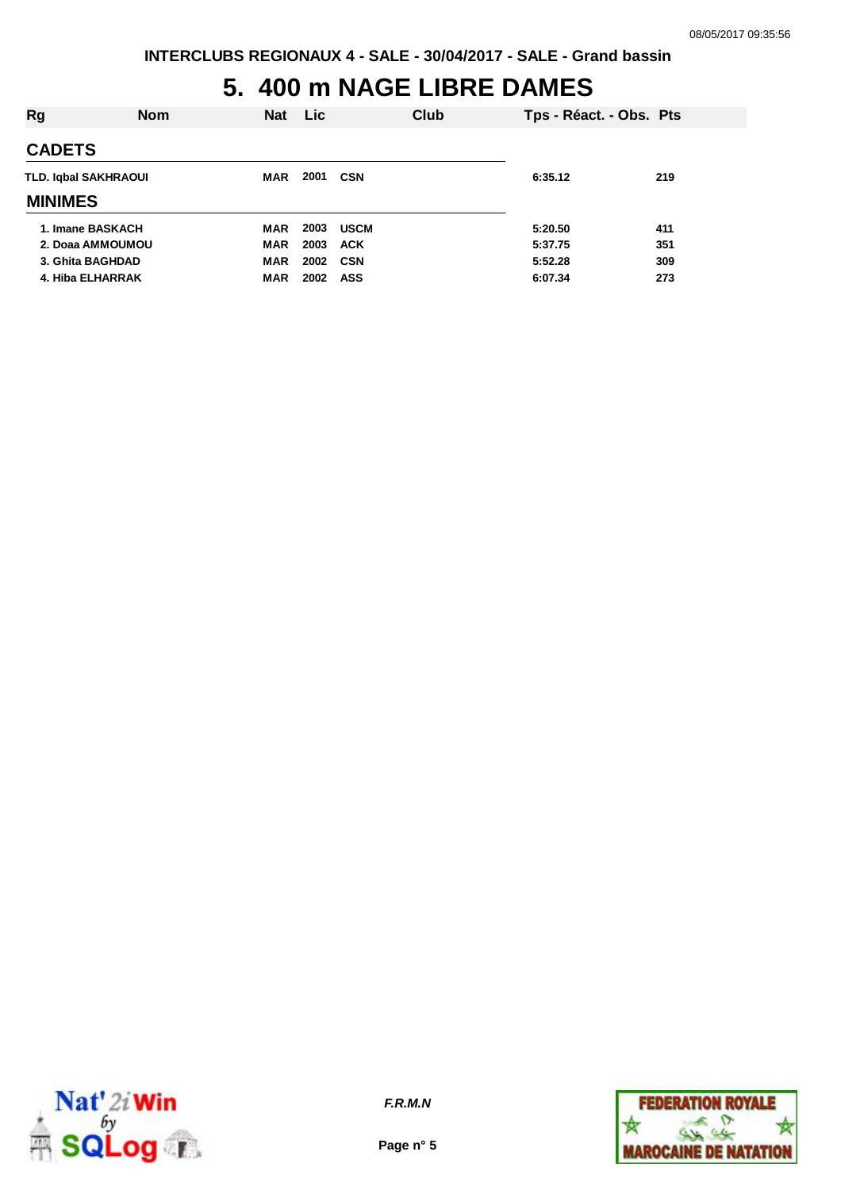# 5. 400 m NAGE LIBRE DAMES

| Rg | Nom | Nat | Lic | Club | Tps - Réact. - Obs. | Pts |
|---|---|---|---|---|---|---|
| **CADETS** | | | | | | |
| TLD. | Iqbal SAKHRAOUI | MAR | 2001 | CSN | 6:35.12 | 219 |
| **MINIMES** | | | | | | |
| 1. | Imane BASKACH | MAR | 2003 | USCM | 5:20.50 | 411 |
| 2. | Doaa AMMOUMOU | MAR | 2003 | ACK | 5:37.75 | 351 |
| 3. | Ghita BAGHDAD | MAR | 2002 | CSN | 5:52.28 | 309 |
| 4. | Hiba ELHARRAK | MAR | 2002 | ASS | 6:07.34 | 273 |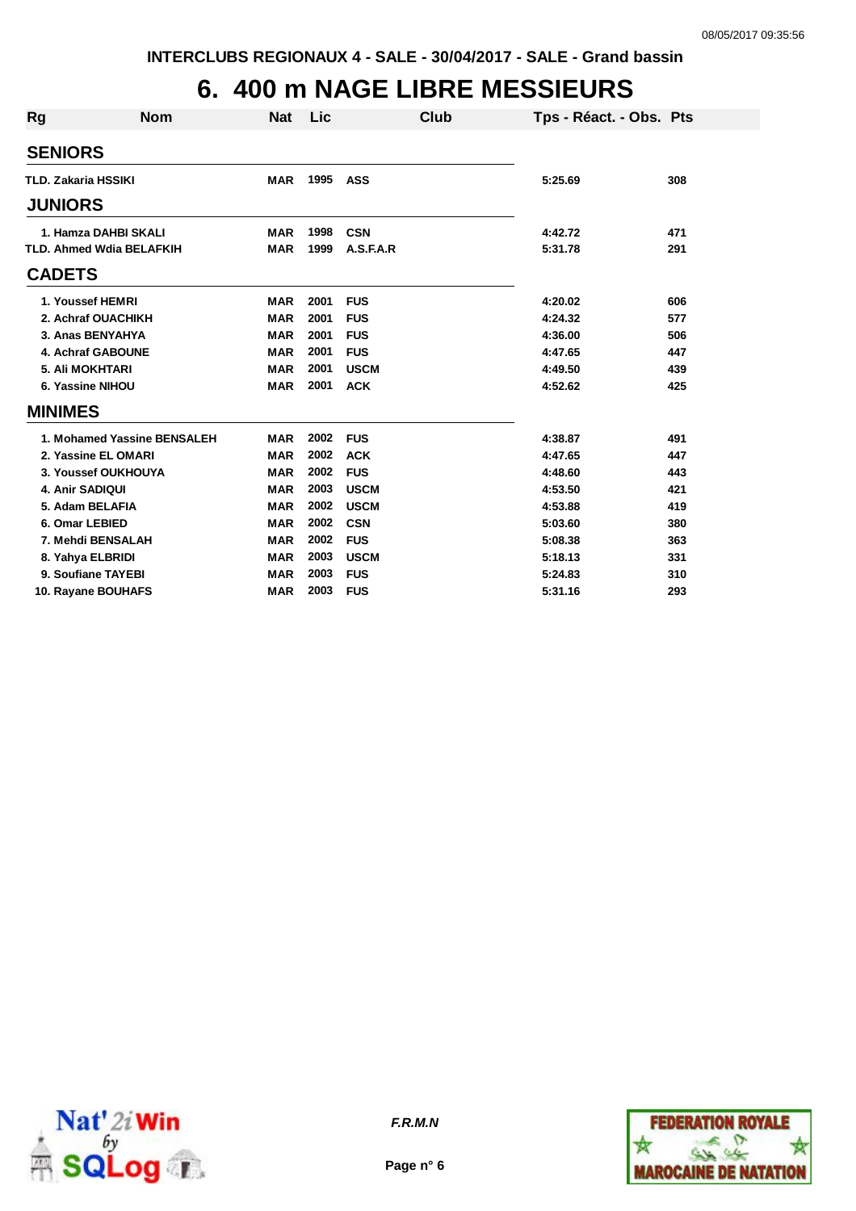INTERCLUBS REGIONAUX 4 - SALE - 30/04/2017 - SALE - Grand bassin

# 6. 400 m NAGE LIBRE MESSIEURS

| Rg | Nom | Nat | Lic | Club | Tps - Réact. - Obs. | Pts |
|---|---|---|---|---|---|---|
| **SENIORS** | | | | | | |
| TLD. | Zakaria HSSIKI | MAR | 1995 | ASS | 5:25.69 | 308 |
| **JUNIORS** | | | | | | |
| 1. | Hamza DAHBI SKALI | MAR | 1998 | CSN | 4:42.72 | 471 |
| TLD. | Ahmed Wdia BELAFKIH | MAR | 1999 | A.S.F.A.R | 5:31.78 | 291 |
| **CADETS** | | | | | | |
| 1. | Youssef HEMRI | MAR | 2001 | FUS | 4:20.02 | 606 |
| 2. | Achraf OUACHIKH | MAR | 2001 | FUS | 4:24.32 | 577 |
| 3. | Anas BENYAHYA | MAR | 2001 | FUS | 4:36.00 | 506 |
| 4. | Achraf GABOUNE | MAR | 2001 | FUS | 4:47.65 | 447 |
| 5. | Ali MOKHTARI | MAR | 2001 | USCM | 4:49.50 | 439 |
| 6. | Yassine NIHOU | MAR | 2001 | ACK | 4:52.62 | 425 |
| **MINIMES** | | | | | | |
| 1. | Mohamed Yassine BENSALEH | MAR | 2002 | FUS | 4:38.87 | 491 |
| 2. | Yassine EL OMARI | MAR | 2002 | ACK | 4:47.65 | 447 |
| 3. | Youssef OUKHOUYA | MAR | 2002 | FUS | 4:48.60 | 443 |
| 4. | Anir SADIQUI | MAR | 2003 | USCM | 4:53.50 | 421 |
| 5. | Adam BELAFIA | MAR | 2002 | USCM | 4:53.88 | 419 |
| 6. | Omar LEBIED | MAR | 2002 | CSN | 5:03.60 | 380 |
| 7. | Mehdi BENSALAH | MAR | 2002 | FUS | 5:08.38 | 363 |
| 8. | Yahya ELBRIDI | MAR | 2003 | USCM | 5:18.13 | 331 |
| 9. | Soufiane TAYEBI | MAR | 2003 | FUS | 5:24.83 | 310 |
| 10. | Rayane BOUHAFS | MAR | 2003 | FUS | 5:31.16 | 293 |

*F.R.M.N*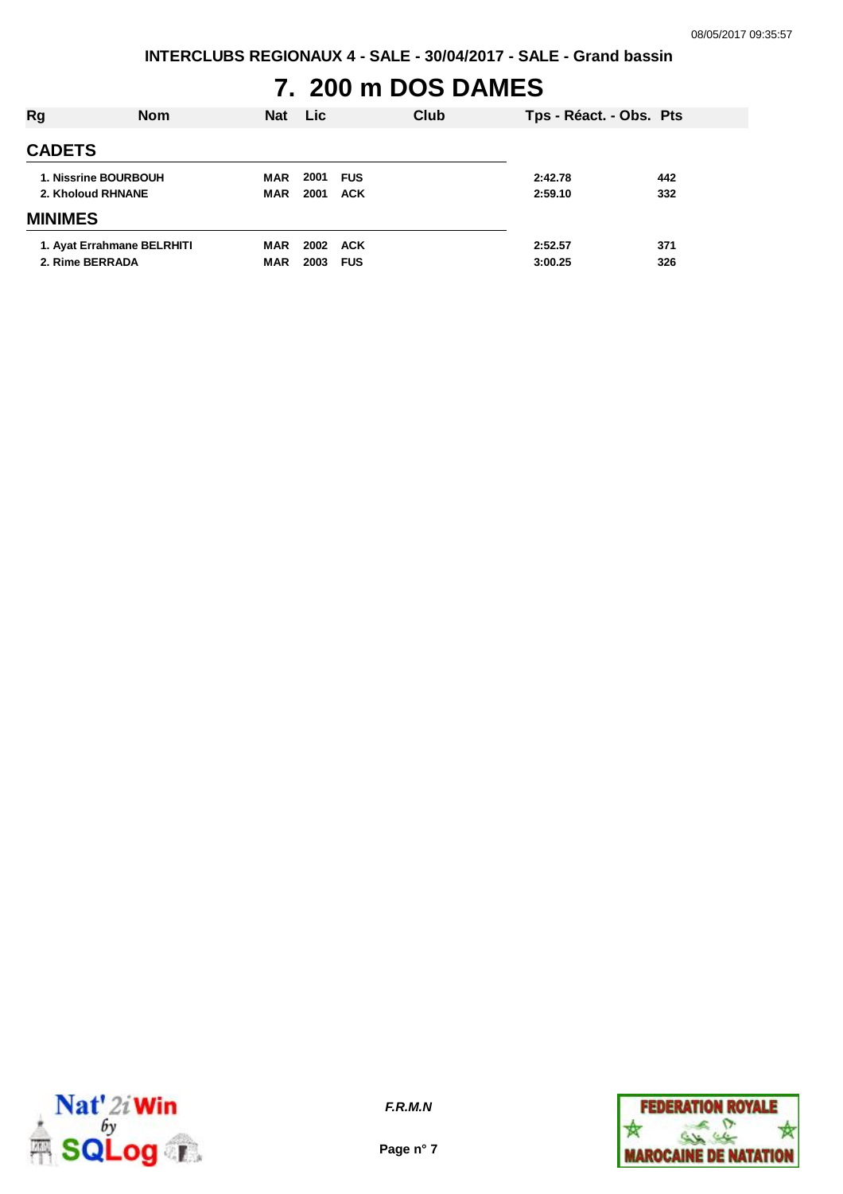# 7. 200 m DOS DAMES

| Rg | Nom | Nat | Lic | Club | Tps - Réact. - Obs. | Pts |
|---|---|---|---|---|---|---|
| **CADETS** | | | | | | |
| 1. | Nissrine BOURBOUH | MAR | 2001 | FUS | 2:42.78 | 442 |
| 2. | Kholoud RHNANE | MAR | 2001 | ACK | 2:59.10 | 332 |
| **MINIMES** | | | | | | |
| 1. | Ayat Errahmane BELRHITI | MAR | 2002 | ACK | 2:52.57 | 371 |
| 2. | Rime BERRADA | MAR | 2003 | FUS | 3:00.25 | 326 |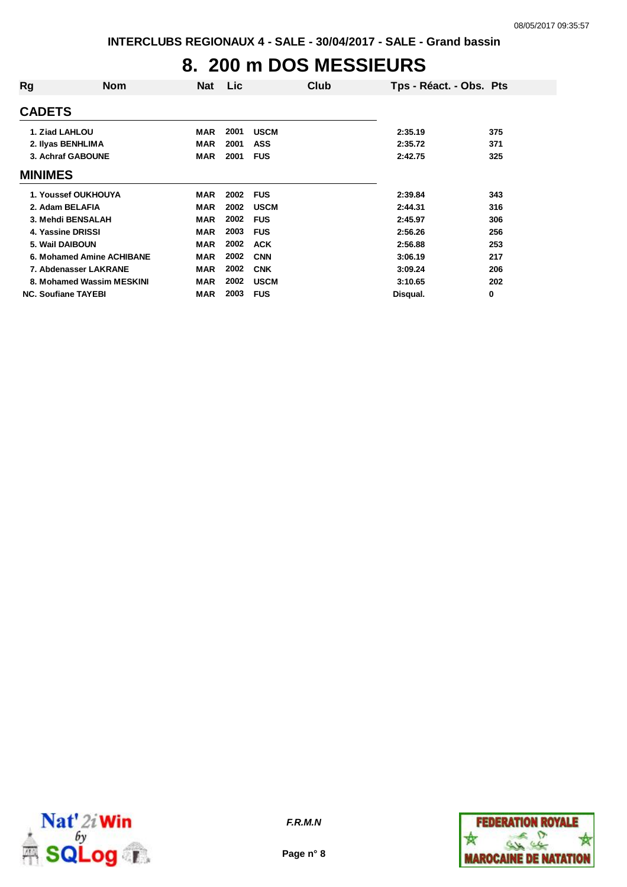INTERCLUBS REGIONAUX 4 - SALE - 30/04/2017 - SALE - Grand bassin

# 8. 200 m DOS MESSIEURS

| Rg | Nom | Nat | Lic | Club | Tps - Réact. - Obs. | Pts |
|---|---|---|---|---|---|---|
| **CADETS** | | | | | | |
| 1. | Ziad LAHLOU | MAR | 2001 | USCM | 2:35.19 | 375 |
| 2. | Ilyas BENHLIMA | MAR | 2001 | ASS | 2:35.72 | 371 |
| 3. | Achraf GABOUNE | MAR | 2001 | FUS | 2:42.75 | 325 |
| **MINIMES** | | | | | | |
| 1. | Youssef OUKHOUYA | MAR | 2002 | FUS | 2:39.84 | 343 |
| 2. | Adam BELAFIA | MAR | 2002 | USCM | 2:44.31 | 316 |
| 3. | Mehdi BENSALAH | MAR | 2002 | FUS | 2:45.97 | 306 |
| 4. | Yassine DRISSI | MAR | 2003 | FUS | 2:56.26 | 256 |
| 5. | Wail DAIBOUN | MAR | 2002 | ACK | 2:56.88 | 253 |
| 6. | Mohamed Amine ACHIBANE | MAR | 2002 | CNN | 3:06.19 | 217 |
| 7. | Abdenasser LAKRANE | MAR | 2002 | CNK | 3:09.24 | 206 |
| 8. | Mohamed Wassim MESKINI | MAR | 2002 | USCM | 3:10.65 | 202 |
| NC. | Soufiane TAYEBI | MAR | 2003 | FUS | Disqual. | 0 |

*F.R.M.N*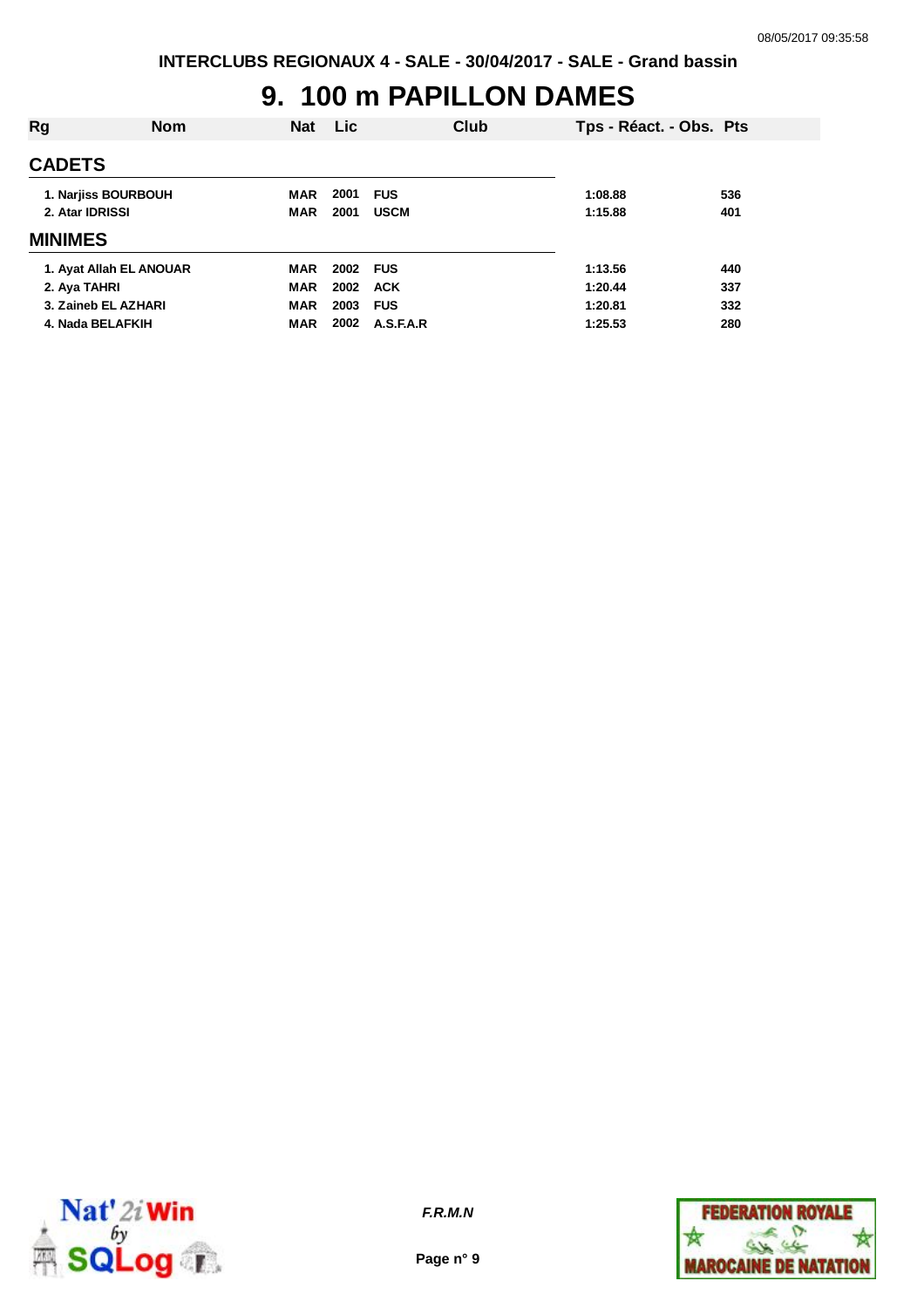# 9. 100 m PAPILLON DAMES

| Rg | Nom | Nat | Lic | Club | Tps - Réact. - Obs. | Pts |
|---|---|---|---|---|---|---|
| **CADETS** | | | | | | |
| 1. | Narjiss BOURBOUH | MAR | 2001 | FUS | 1:08.88 | 536 |
| 2. | Atar IDRISSI | MAR | 2001 | USCM | 1:15.88 | 401 |
| **MINIMES** | | | | | | |
| 1. | Ayat Allah EL ANOUAR | MAR | 2002 | FUS | 1:13.56 | 440 |
| 2. | Aya TAHRI | MAR | 2002 | ACK | 1:20.44 | 337 |
| 3. | Zaineb EL AZHARI | MAR | 2003 | FUS | 1:20.81 | 332 |
| 4. | Nada BELAFKIH | MAR | 2002 | A.S.F.A.R | 1:25.53 | 280 |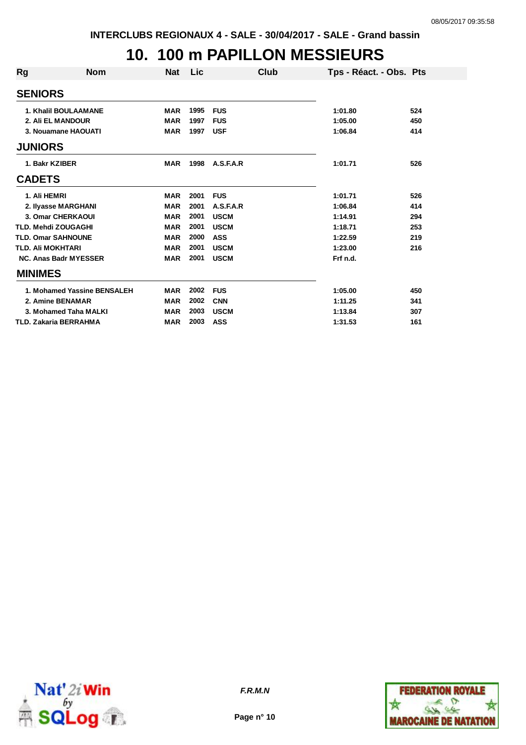INTERCLUBS REGIONAUX 4 - SALE - 30/04/2017 - SALE - Grand bassin

# 10. 100 m PAPILLON MESSIEURS

| Rg | Nom | Nat | Lic | Club | Tps - Réact. - Obs. | Pts |
|---|---|---|---|---|---|---|
| **SENIORS** | | | | | | |
| 1. | Khalil BOULAAMANE | MAR | 1995 | FUS | 1:01.80 | 524 |
| 2. | Ali EL MANDOUR | MAR | 1997 | FUS | 1:05.00 | 450 |
| 3. | Nouamane HAOUATI | MAR | 1997 | USF | 1:06.84 | 414 |
| **JUNIORS** | | | | | | |
| 1. | Bakr KZIBER | MAR | 1998 | A.S.F.A.R | 1:01.71 | 526 |
| **CADETS** | | | | | | |
| 1. | Ali HEMRI | MAR | 2001 | FUS | 1:01.71 | 526 |
| 2. | Ilyasse MARGHANI | MAR | 2001 | A.S.F.A.R | 1:06.84 | 414 |
| 3. | Omar CHERKAOUI | MAR | 2001 | USCM | 1:14.91 | 294 |
| TLD. | Mehdi ZOUGAGHI | MAR | 2001 | USCM | 1:18.71 | 253 |
| TLD. | Omar SAHNOUNE | MAR | 2000 | ASS | 1:22.59 | 219 |
| TLD. | Ali MOKHTARI | MAR | 2001 | USCM | 1:23.00 | 216 |
| NC. | Anas Badr MYESSER | MAR | 2001 | USCM | Frf n.d. | |
| **MINIMES** | | | | | | |
| 1. | Mohamed Yassine BENSALEH | MAR | 2002 | FUS | 1:05.00 | 450 |
| 2. | Amine BENAMAR | MAR | 2002 | CNN | 1:11.25 | 341 |
| 3. | Mohamed Taha MALKI | MAR | 2003 | USCM | 1:13.84 | 307 |
| TLD. | Zakaria BERRAHMA | MAR | 2003 | ASS | 1:31.53 | 161 |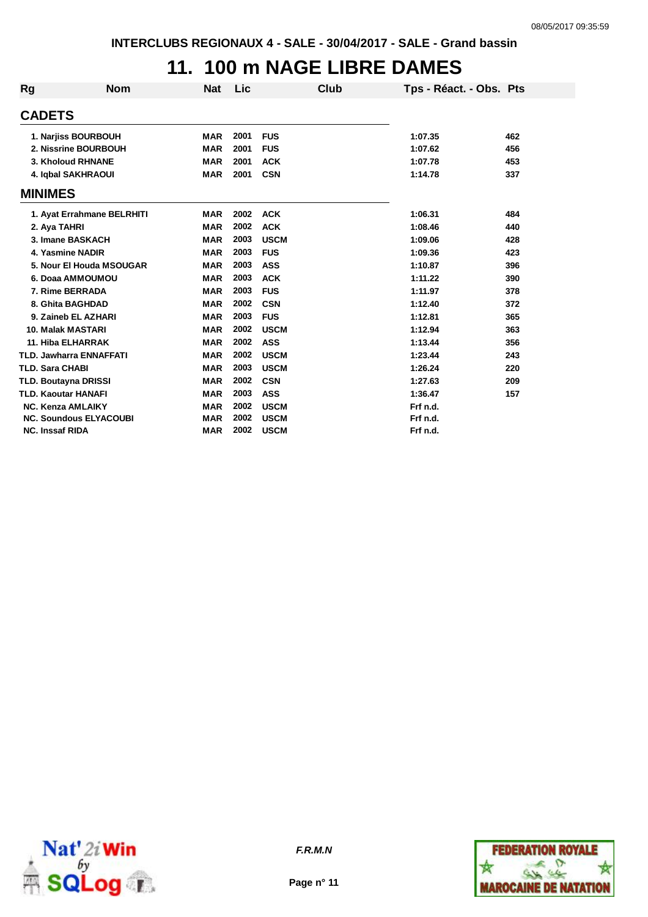INTERCLUBS REGIONAUX 4 - SALE - 30/04/2017 - SALE - Grand bassin

# 11. 100 m NAGE LIBRE DAMES

| Rg | Nom | Nat | Lic | Club | Tps - Réact. - Obs. | Pts |
|---|---|---|---|---|---|---|
| **CADETS** | | | | | | |
| 1. | Narjiss BOURBOUH | MAR | 2001 | FUS | 1:07.35 | 462 |
| 2. | Nissrine BOURBOUH | MAR | 2001 | FUS | 1:07.62 | 456 |
| 3. | Kholoud RHNANE | MAR | 2001 | ACK | 1:07.78 | 453 |
| 4. | Iqbal SAKHRAOUI | MAR | 2001 | CSN | 1:14.78 | 337 |
| **MINIMES** | | | | | | |
| 1. | Ayat Errahmane BELRHITI | MAR | 2002 | ACK | 1:06.31 | 484 |
| 2. | Aya TAHRI | MAR | 2002 | ACK | 1:08.46 | 440 |
| 3. | Imane BASKACH | MAR | 2003 | USCM | 1:09.06 | 428 |
| 4. | Yasmine NADIR | MAR | 2003 | FUS | 1:09.36 | 423 |
| 5. | Nour El Houda MSOUGAR | MAR | 2003 | ASS | 1:10.87 | 396 |
| 6. | Doaa AMMOUMOU | MAR | 2003 | ACK | 1:11.22 | 390 |
| 7. | Rime BERRADA | MAR | 2003 | FUS | 1:11.97 | 378 |
| 8. | Ghita BAGHDAD | MAR | 2002 | CSN | 1:12.40 | 372 |
| 9. | Zaineb EL AZHARI | MAR | 2003 | FUS | 1:12.81 | 365 |
| 10. | Malak MASTARI | MAR | 2002 | USCM | 1:12.94 | 363 |
| 11. | Hiba ELHARRAK | MAR | 2002 | ASS | 1:13.44 | 356 |
| TLD. | Jawharra ENNAFFATI | MAR | 2002 | USCM | 1:23.44 | 243 |
| TLD. | Sara CHABI | MAR | 2003 | USCM | 1:26.24 | 220 |
| TLD. | Boutayna DRISSI | MAR | 2002 | CSN | 1:27.63 | 209 |
| TLD. | Kaoutar HANAFI | MAR | 2003 | ASS | 1:36.47 | 157 |
| NC. | Kenza AMLAIKY | MAR | 2002 | USCM | Frf n.d. | |
| NC. | Soundous ELYACOUBI | MAR | 2002 | USCM | Frf n.d. | |
| NC. | Inssaf RIDA | MAR | 2002 | USCM | Frf n.d. | |

*F.R.M.N*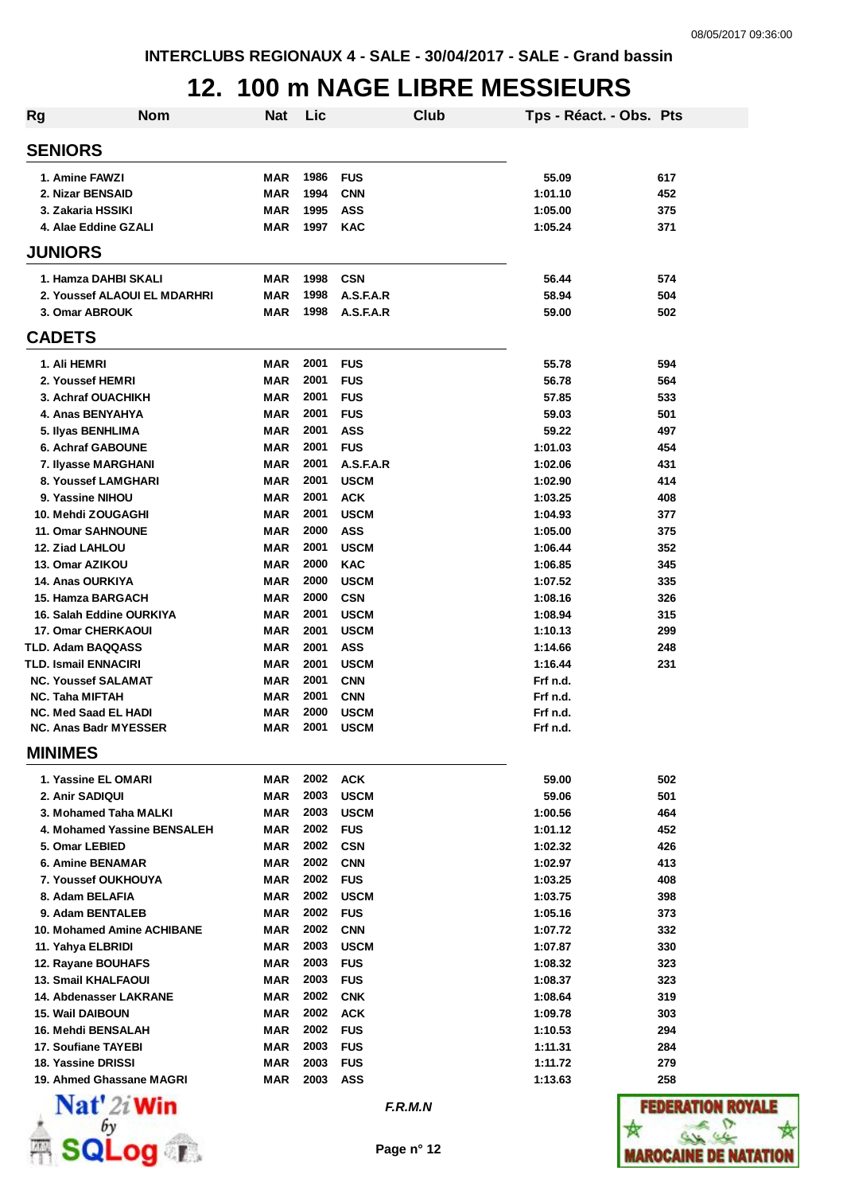INTERCLUBS REGIONAUX 4 - SALE - 30/04/2017 - SALE - Grand bassin

# 12. 100 m NAGE LIBRE MESSIEURS

| Rg | Nom | Nat | Lic | Club | Tps - Réact. - Obs. | Pts |
|---|---|---|---|---|---|---|
| **SENIORS** | | | | | | |
| 1. | Amine FAWZI | MAR | 1986 | FUS | 55.09 | 617 |
| 2. | Nizar BENSAID | MAR | 1994 | CNN | 1:01.10 | 452 |
| 3. | Zakaria HSSIKI | MAR | 1995 | ASS | 1:05.00 | 375 |
| 4. | Alae Eddine GZALI | MAR | 1997 | KAC | 1:05.24 | 371 |
| **JUNIORS** | | | | | | |
| 1. | Hamza DAHBI SKALI | MAR | 1998 | CSN | 56.44 | 574 |
| 2. | Youssef ALAOUI EL MDARHRI | MAR | 1998 | A.S.F.A.R | 58.94 | 504 |
| 3. | Omar ABROUK | MAR | 1998 | A.S.F.A.R | 59.00 | 502 |
| **CADETS** | | | | | | |
| 1. | Ali HEMRI | MAR | 2001 | FUS | 55.78 | 594 |
| 2. | Youssef HEMRI | MAR | 2001 | FUS | 56.78 | 564 |
| 3. | Achraf OUACHIKH | MAR | 2001 | FUS | 57.85 | 533 |
| 4. | Anas BENYAHYA | MAR | 2001 | FUS | 59.03 | 501 |
| 5. | Ilyas BENHLIMA | MAR | 2001 | ASS | 59.22 | 497 |
| 6. | Achraf GABOUNE | MAR | 2001 | FUS | 1:01.03 | 454 |
| 7. | Ilyasse MARGHANI | MAR | 2001 | A.S.F.A.R | 1:02.06 | 431 |
| 8. | Youssef LAMGHARI | MAR | 2001 | USCM | 1:02.90 | 414 |
| 9. | Yassine NIHOU | MAR | 2001 | ACK | 1:03.25 | 408 |
| 10. | Mehdi ZOUGAGHI | MAR | 2001 | USCM | 1:04.93 | 377 |
| 11. | Omar SAHNOUNE | MAR | 2000 | ASS | 1:05.00 | 375 |
| 12. | Ziad LAHLOU | MAR | 2001 | USCM | 1:06.44 | 352 |
| 13. | Omar AZIKOU | MAR | 2000 | KAC | 1:06.85 | 345 |
| 14. | Anas OURKIYA | MAR | 2000 | USCM | 1:07.52 | 335 |
| 15. | Hamza BARGACH | MAR | 2000 | CSN | 1:08.16 | 326 |
| 16. | Salah Eddine OURKIYA | MAR | 2001 | USCM | 1:08.94 | 315 |
| 17. | Omar CHERKAOUI | MAR | 2001 | USCM | 1:10.13 | 299 |
| TLD. | Adam BAQQASS | MAR | 2001 | ASS | 1:14.66 | 248 |
| TLD. | Ismail ENNACIRI | MAR | 2001 | USCM | 1:16.44 | 231 |
| NC. | Youssef SALAMAT | MAR | 2001 | CNN | Frf n.d. | |
| NC. | Taha MIFTAH | MAR | 2001 | CNN | Frf n.d. | |
| NC. | Med Saad EL HADI | MAR | 2000 | USCM | Frf n.d. | |
| NC. | Anas Badr MYESSER | MAR | 2001 | USCM | Frf n.d. | |
| **MINIMES** | | | | | | |
| 1. | Yassine EL OMARI | MAR | 2002 | ACK | 59.00 | 502 |
| 2. | Anir SADIQUI | MAR | 2003 | USCM | 59.06 | 501 |
| 3. | Mohamed Taha MALKI | MAR | 2003 | USCM | 1:00.56 | 464 |
| 4. | Mohamed Yassine BENSALEH | MAR | 2002 | FUS | 1:01.12 | 452 |
| 5. | Omar LEBIED | MAR | 2002 | CSN | 1:02.32 | 426 |
| 6. | Amine BENAMAR | MAR | 2002 | CNN | 1:02.97 | 413 |
| 7. | Youssef OUKHOUYA | MAR | 2002 | FUS | 1:03.25 | 408 |
| 8. | Adam BELAFIA | MAR | 2002 | USCM | 1:03.75 | 398 |
| 9. | Adam BENTALEB | MAR | 2002 | FUS | 1:05.16 | 373 |
| 10. | Mohamed Amine ACHIBANE | MAR | 2002 | CNN | 1:07.72 | 332 |
| 11. | Yahya ELBRIDI | MAR | 2003 | USCM | 1:07.87 | 330 |
| 12. | Rayane BOUHAFS | MAR | 2003 | FUS | 1:08.32 | 323 |
| 13. | Smail KHALFAOUI | MAR | 2003 | FUS | 1:08.37 | 323 |
| 14. | Abdenasser LAKRANE | MAR | 2002 | CNK | 1:08.64 | 319 |
| 15. | Wail DAIBOUN | MAR | 2002 | ACK | 1:09.78 | 303 |
| 16. | Mehdi BENSALAH | MAR | 2002 | FUS | 1:10.53 | 294 |
| 17. | Soufiane TAYEBI | MAR | 2003 | FUS | 1:11.31 | 284 |
| 18. | Yassine DRISSI | MAR | 2003 | FUS | 1:11.72 | 279 |
| 19. | Ahmed Ghassane MAGRI | MAR | 2003 | ASS | 1:13.63 | 258 |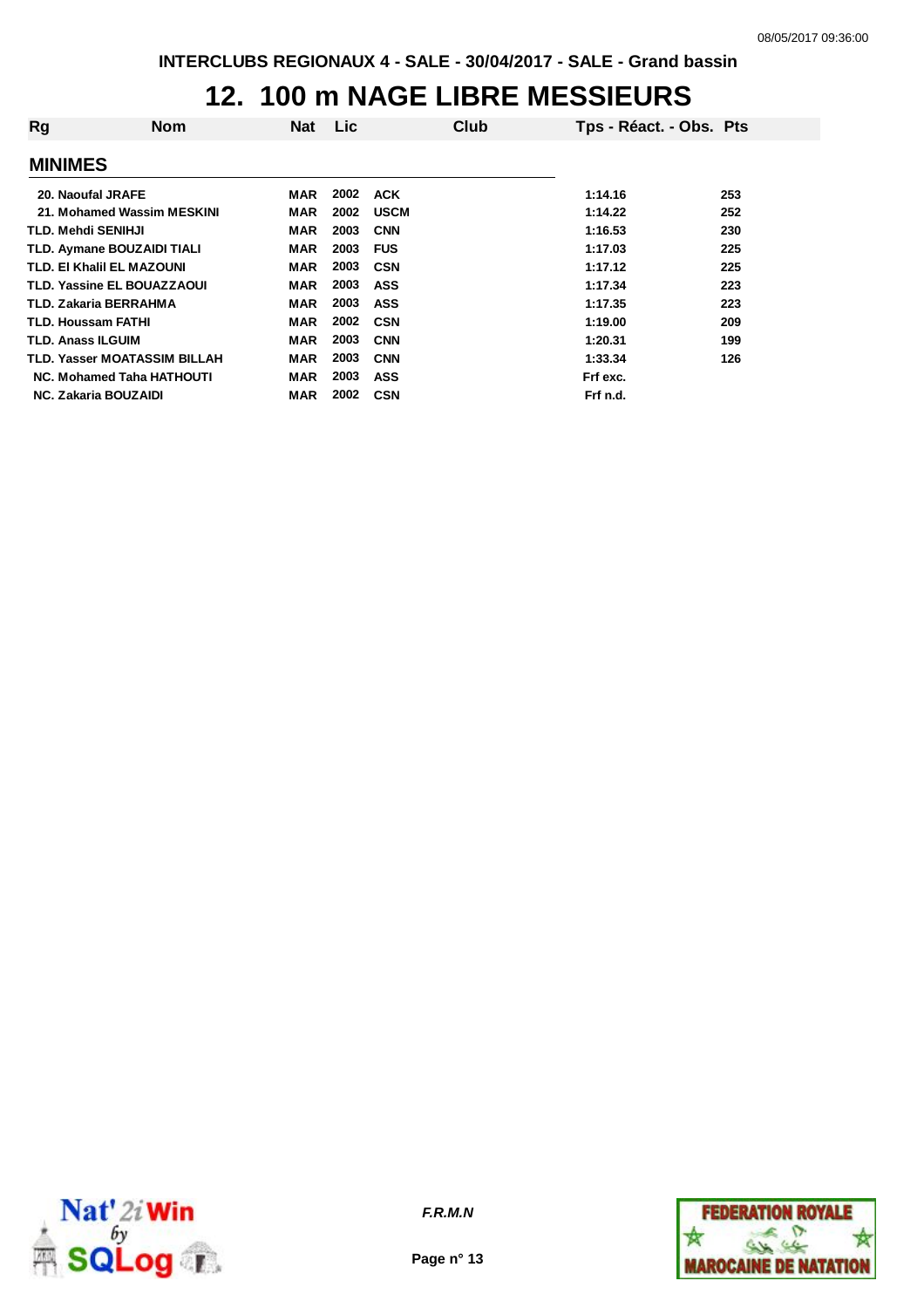INTERCLUBS REGIONAUX 4 - SALE - 30/04/2017 - SALE - Grand bassin

# 12. 100 m NAGE LIBRE MESSIEURS

| Rg | Nom | Nat | Lic | Club | Tps - Réact. - Obs. | Pts |
|---|---|---|---|---|---|---|

## MINIMES

| Rg | Nom | Nat | Lic | Club | Tps - Réact. - Obs. | Pts |
|---|---|---|---|---|---|---|
| 20. | Naoufal JRAFE | MAR | 2002 | ACK | 1:14.16 | 253 |
| 21. | Mohamed Wassim MESKINI | MAR | 2002 | USCM | 1:14.22 | 252 |
| TLD. | Mehdi SENIHJI | MAR | 2003 | CNN | 1:16.53 | 230 |
| TLD. | Aymane BOUZAIDI TIALI | MAR | 2003 | FUS | 1:17.03 | 225 |
| TLD. | El Khalil EL MAZOUNI | MAR | 2003 | CSN | 1:17.12 | 225 |
| TLD. | Yassine EL BOUAZZAOUI | MAR | 2003 | ASS | 1:17.34 | 223 |
| TLD. | Zakaria BERRAHMA | MAR | 2003 | ASS | 1:17.35 | 223 |
| TLD. | Houssam FATHI | MAR | 2002 | CSN | 1:19.00 | 209 |
| TLD. | Anass ILGUIM | MAR | 2003 | CNN | 1:20.31 | 199 |
| TLD. | Yasser MOATASSIM BILLAH | MAR | 2003 | CNN | 1:33.34 | 126 |
| NC. | Mohamed Taha HATHOUTI | MAR | 2003 | ASS | Frf exc. | |
| NC. | Zakaria BOUZAIDI | MAR | 2002 | CSN | Frf n.d. | |

*F.R.M.N*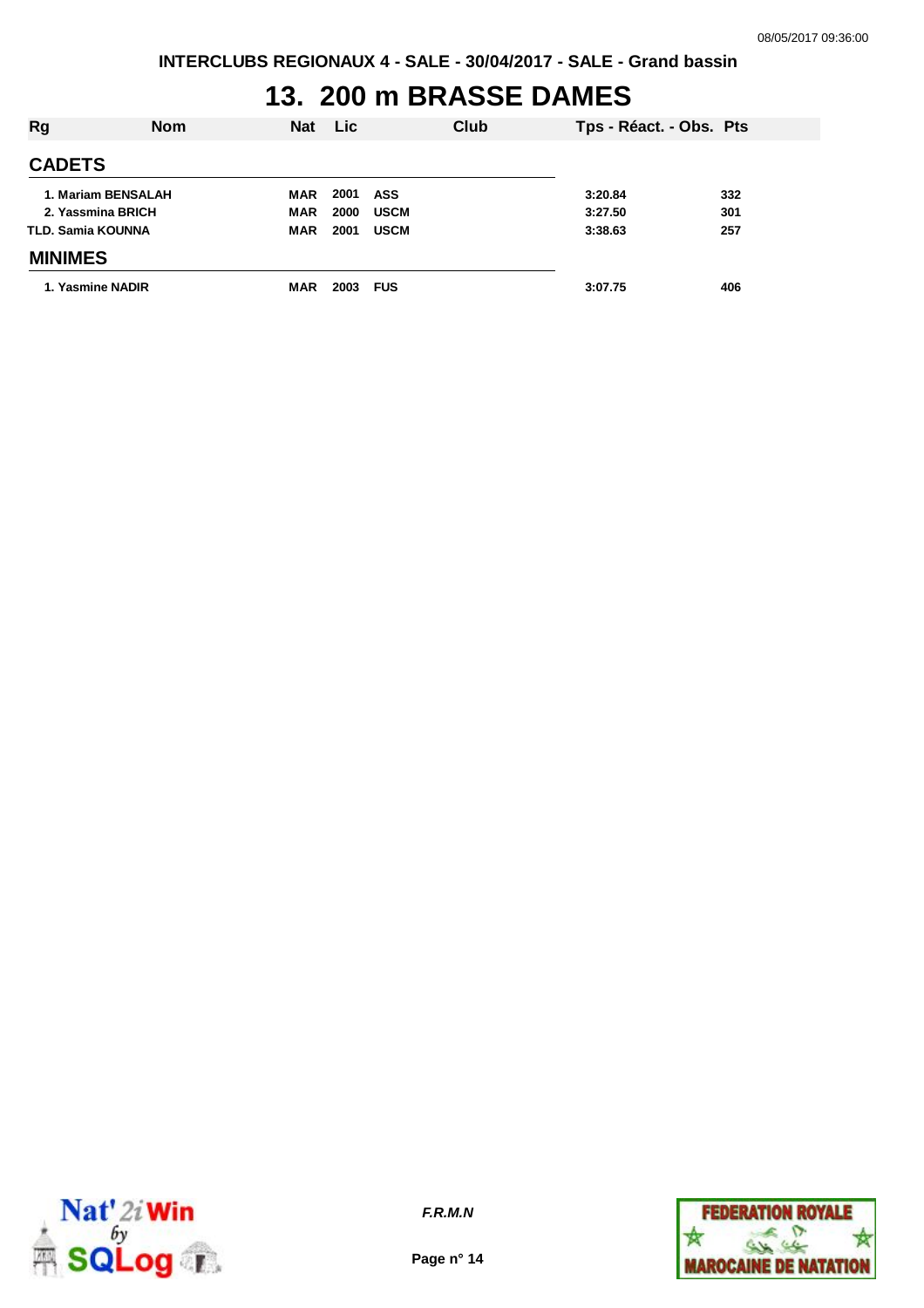# 13. 200 m BRASSE DAMES

| Rg | Nom | Nat | Lic | Club | Tps - Réact. - Obs. | Pts |
|---|---|---|---|---|---|---|
| **CADETS** | | | | | | |
| 1. | Mariam BENSALAH | MAR | 2001 | ASS | 3:20.84 | 332 |
| 2. | Yassmina BRICH | MAR | 2000 | USCM | 3:27.50 | 301 |
| TLD. | Samia KOUNNA | MAR | 2001 | USCM | 3:38.63 | 257 |
| **MINIMES** | | | | | | |
| 1. | Yasmine NADIR | MAR | 2003 | FUS | 3:07.75 | 406 |

*F.R.M.N*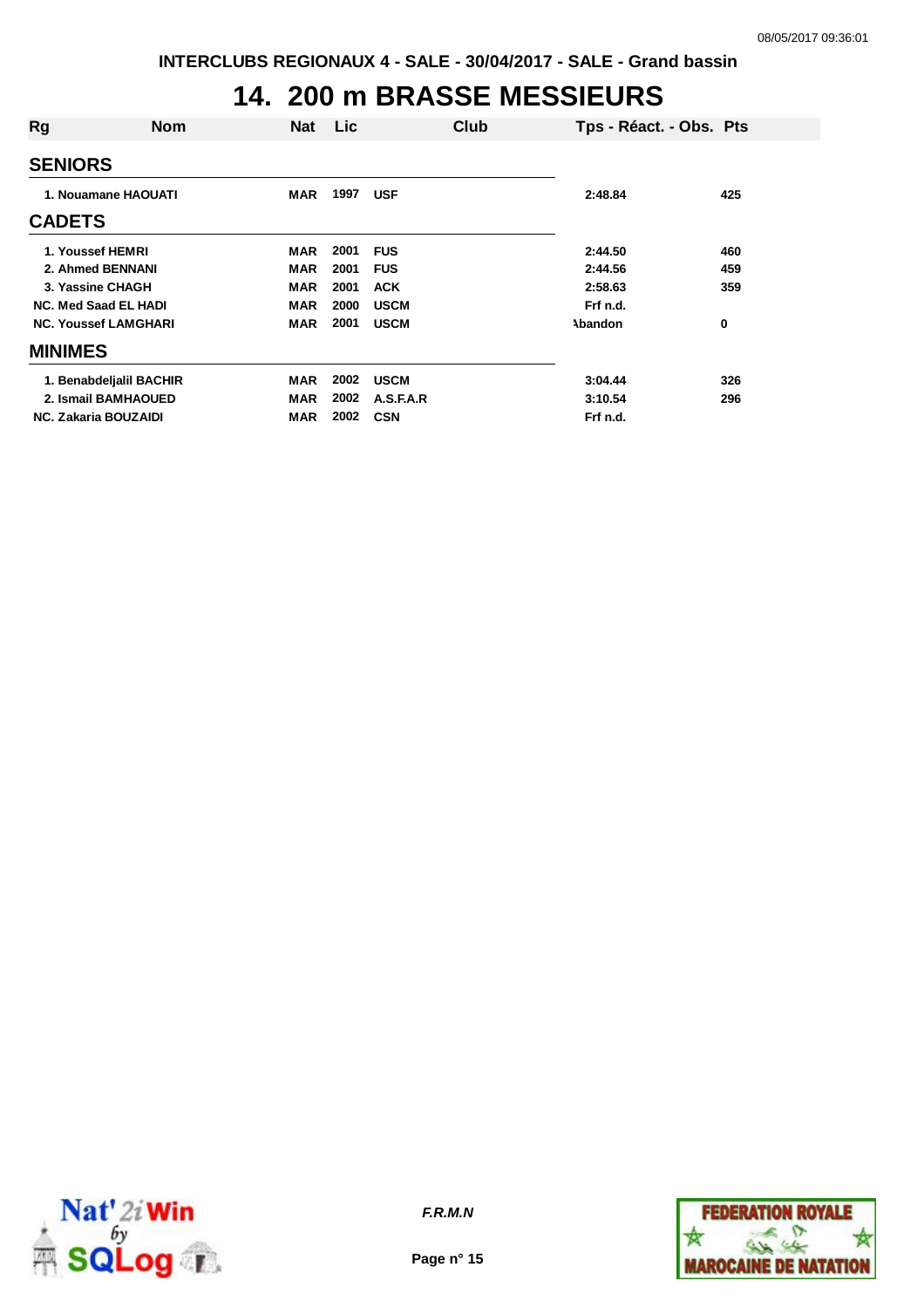INTERCLUBS REGIONAUX 4 - SALE - 30/04/2017 - SALE - Grand bassin

# 14. 200 m BRASSE MESSIEURS

| Rg | Nom | Nat | Lic | Club | Tps - Réact. - Obs. | Pts |
|---|---|---|---|---|---|---|
| **SENIORS** | | | | | | |
| 1. | Nouamane HAOUATI | MAR | 1997 | USF | 2:48.84 | 425 |
| **CADETS** | | | | | | |
| 1. | Youssef HEMRI | MAR | 2001 | FUS | 2:44.50 | 460 |
| 2. | Ahmed BENNANI | MAR | 2001 | FUS | 2:44.56 | 459 |
| 3. | Yassine CHAGH | MAR | 2001 | ACK | 2:58.63 | 359 |
| NC. | Med Saad EL HADI | MAR | 2000 | USCM | Frf n.d. | |
| NC. | Youssef LAMGHARI | MAR | 2001 | USCM | Abandon | 0 |
| **MINIMES** | | | | | | |
| 1. | Benabdeljalil BACHIR | MAR | 2002 | USCM | 3:04.44 | 326 |
| 2. | Ismail BAMHAOUED | MAR | 2002 | A.S.F.A.R | 3:10.54 | 296 |
| NC. | Zakaria BOUZAIDI | MAR | 2002 | CSN | Frf n.d. | |

F.R.M.N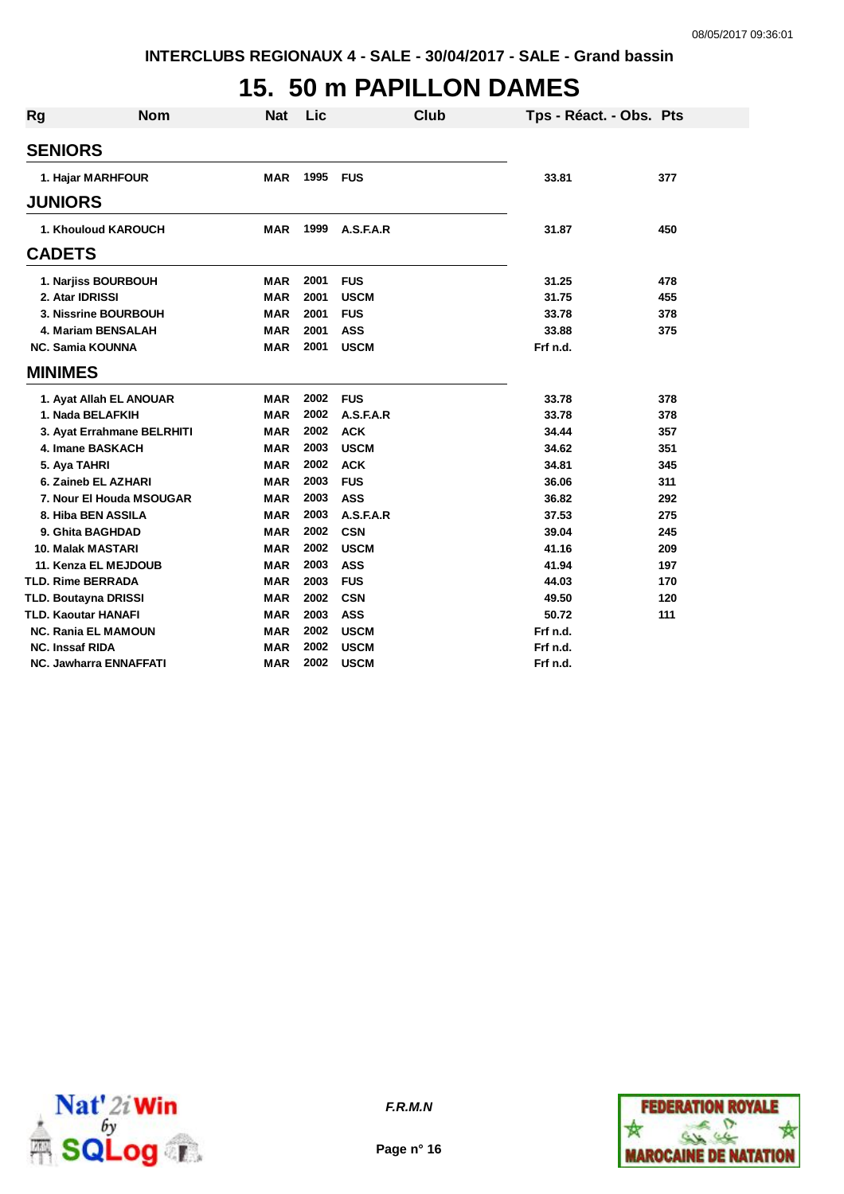INTERCLUBS REGIONAUX 4 - SALE - 30/04/2017 - SALE - Grand bassin

# 15. 50 m PAPILLON DAMES

| Rg | Nom | Nat | Lic | Club | Tps - Réact. - Obs. | Pts |
|---|---|---|---|---|---|---|
| **SENIORS** | | | | | | |
| 1. | Hajar MARFHOUR | MAR | 1995 | FUS | 33.81 | 377 |
| **JUNIORS** | | | | | | |
| 1. | Khouloud KAROUCH | MAR | 1999 | A.S.F.A.R | 31.87 | 450 |
| **CADETS** | | | | | | |
| 1. | Narjiss BOURBOUH | MAR | 2001 | FUS | 31.25 | 478 |
| 2. | Atar IDRISSI | MAR | 2001 | USCM | 31.75 | 455 |
| 3. | Nissrine BOURBOUH | MAR | 2001 | FUS | 33.78 | 378 |
| 4. | Mariam BENSALAH | MAR | 2001 | ASS | 33.88 | 375 |
| NC. | Samia KOUNNA | MAR | 2001 | USCM | Frf n.d. | |
| **MINIMES** | | | | | | |
| 1. | Ayat Allah EL ANOUAR | MAR | 2002 | FUS | 33.78 | 378 |
| 1. | Nada BELAFKIH | MAR | 2002 | A.S.F.A.R | 33.78 | 378 |
| 3. | Ayat Errahmane BELRHITI | MAR | 2002 | ACK | 34.44 | 357 |
| 4. | Imane BASKACH | MAR | 2003 | USCM | 34.62 | 351 |
| 5. | Aya TAHRI | MAR | 2002 | ACK | 34.81 | 345 |
| 6. | Zaineb EL AZHARI | MAR | 2003 | FUS | 36.06 | 311 |
| 7. | Nour El Houda MSOUGAR | MAR | 2003 | ASS | 36.82 | 292 |
| 8. | Hiba BEN ASSILA | MAR | 2003 | A.S.F.A.R | 37.53 | 275 |
| 9. | Ghita BAGHDAD | MAR | 2002 | CSN | 39.04 | 245 |
| 10. | Malak MASTARI | MAR | 2002 | USCM | 41.16 | 209 |
| 11. | Kenza EL MEJDOUB | MAR | 2003 | ASS | 41.94 | 197 |
| TLD. | Rime BERRADA | MAR | 2003 | FUS | 44.03 | 170 |
| TLD. | Boutayna DRISSI | MAR | 2002 | CSN | 49.50 | 120 |
| TLD. | Kaoutar HANAFI | MAR | 2003 | ASS | 50.72 | 111 |
| NC. | Rania EL MAMOUN | MAR | 2002 | USCM | Frf n.d. | |
| NC. | Inssaf RIDA | MAR | 2002 | USCM | Frf n.d. | |
| NC. | Jawharra ENNAFFATI | MAR | 2002 | USCM | Frf n.d. | |

*F.R.M.N*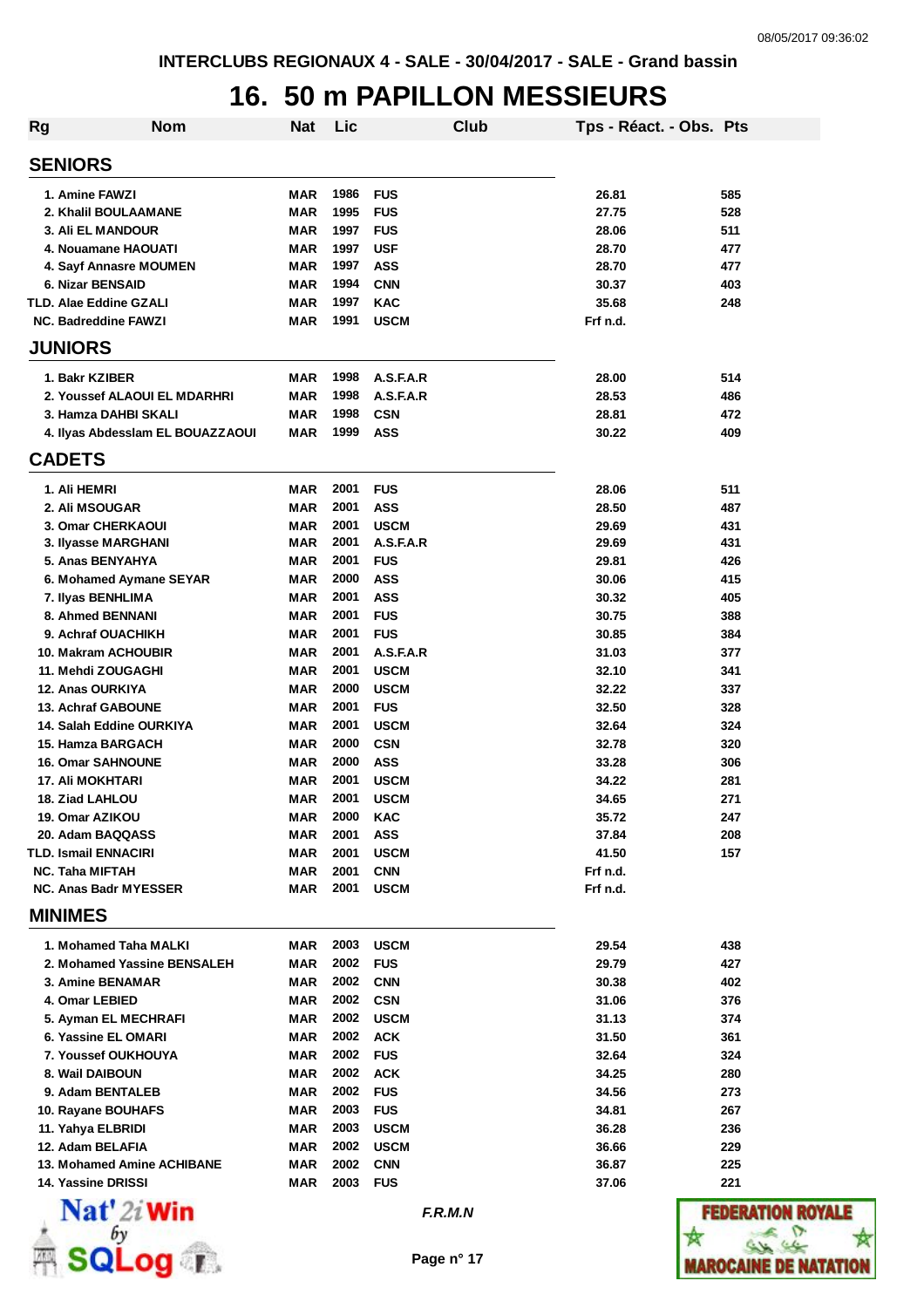# INTERCLUBS REGIONAUX 4 - SALE - 30/04/2017 - SALE - Grand bassin

## 16. 50 m PAPILLON MESSIEURS

| Rg | Nom | Nat | Lic | Club | Tps - Réact. - Obs. | Pts |
|---|---|---|---|---|---|---|
| **SENIORS** | | | | | | |
| 1. | Amine FAWZI | MAR | 1986 | FUS | 26.81 | 585 |
| 2. | Khalil BOULAAMANE | MAR | 1995 | FUS | 27.75 | 528 |
| 3. | Ali EL MANDOUR | MAR | 1997 | FUS | 28.06 | 511 |
| 4. | Nouamane HAOUATI | MAR | 1997 | USF | 28.70 | 477 |
| 4. | Sayf Annasre MOUMEN | MAR | 1997 | ASS | 28.70 | 477 |
| 6. | Nizar BENSAID | MAR | 1994 | CNN | 30.37 | 403 |
| TLD. | Alae Eddine GZALI | MAR | 1997 | KAC | 35.68 | 248 |
| NC. | Badreddine FAWZI | MAR | 1991 | USCM | Frf n.d. | |
| **JUNIORS** | | | | | | |
| 1. | Bakr KZIBER | MAR | 1998 | A.S.F.A.R | 28.00 | 514 |
| 2. | Youssef ALAOUI EL MDARHRI | MAR | 1998 | A.S.F.A.R | 28.53 | 486 |
| 3. | Hamza DAHBI SKALI | MAR | 1998 | CSN | 28.81 | 472 |
| 4. | Ilyas Abdesslam EL BOUAZZAOUI | MAR | 1999 | ASS | 30.22 | 409 |
| **CADETS** | | | | | | |
| 1. | Ali HEMRI | MAR | 2001 | FUS | 28.06 | 511 |
| 2. | Ali MSOUGAR | MAR | 2001 | ASS | 28.50 | 487 |
| 3. | Omar CHERKAOUI | MAR | 2001 | USCM | 29.69 | 431 |
| 3. | Ilyasse MARGHANI | MAR | 2001 | A.S.F.A.R | 29.69 | 431 |
| 5. | Anas BENYAHYA | MAR | 2001 | FUS | 29.81 | 426 |
| 6. | Mohamed Aymane SEYAR | MAR | 2000 | ASS | 30.06 | 415 |
| 7. | Ilyas BENHLIMA | MAR | 2001 | ASS | 30.32 | 405 |
| 8. | Ahmed BENNANI | MAR | 2001 | FUS | 30.75 | 388 |
| 9. | Achraf OUACHIKH | MAR | 2001 | FUS | 30.85 | 384 |
| 10. | Makram ACHOUBIR | MAR | 2001 | A.S.F.A.R | 31.03 | 377 |
| 11. | Mehdi ZOUGAGHI | MAR | 2001 | USCM | 32.10 | 341 |
| 12. | Anas OURKIYA | MAR | 2000 | USCM | 32.22 | 337 |
| 13. | Achraf GABOUNE | MAR | 2001 | FUS | 32.50 | 328 |
| 14. | Salah Eddine OURKIYA | MAR | 2001 | USCM | 32.64 | 324 |
| 15. | Hamza BARGACH | MAR | 2000 | CSN | 32.78 | 320 |
| 16. | Omar SAHNOUNE | MAR | 2000 | ASS | 33.28 | 306 |
| 17. | Ali MOKHTARI | MAR | 2001 | USCM | 34.22 | 281 |
| 18. | Ziad LAHLOU | MAR | 2001 | USCM | 34.65 | 271 |
| 19. | Omar AZIKOU | MAR | 2000 | KAC | 35.72 | 247 |
| 20. | Adam BAQQASS | MAR | 2001 | ASS | 37.84 | 208 |
| TLD. | Ismail ENNACIRI | MAR | 2001 | USCM | 41.50 | 157 |
| NC. | Taha MIFTAH | MAR | 2001 | CNN | Frf n.d. | |
| NC. | Anas Badr MYESSER | MAR | 2001 | USCM | Frf n.d. | |
| **MINIMES** | | | | | | |
| 1. | Mohamed Taha MALKI | MAR | 2003 | USCM | 29.54 | 438 |
| 2. | Mohamed Yassine BENSALEH | MAR | 2002 | FUS | 29.79 | 427 |
| 3. | Amine BENAMAR | MAR | 2002 | CNN | 30.38 | 402 |
| 4. | Omar LEBIED | MAR | 2002 | CSN | 31.06 | 376 |
| 5. | Ayman EL MECHRAFI | MAR | 2002 | USCM | 31.13 | 374 |
| 6. | Yassine EL OMARI | MAR | 2002 | ACK | 31.50 | 361 |
| 7. | Youssef OUKHOUYA | MAR | 2002 | FUS | 32.64 | 324 |
| 8. | Wail DAIBOUN | MAR | 2002 | ACK | 34.25 | 280 |
| 9. | Adam BENTALEB | MAR | 2002 | FUS | 34.56 | 273 |
| 10. | Rayane BOUHAFS | MAR | 2003 | FUS | 34.81 | 267 |
| 11. | Yahya ELBRIDI | MAR | 2003 | USCM | 36.28 | 236 |
| 12. | Adam BELAFIA | MAR | 2002 | USCM | 36.66 | 229 |
| 13. | Mohamed Amine ACHIBANE | MAR | 2002 | CNN | 36.87 | 225 |
| 14. | Yassine DRISSI | MAR | 2003 | FUS | 37.06 | 221 |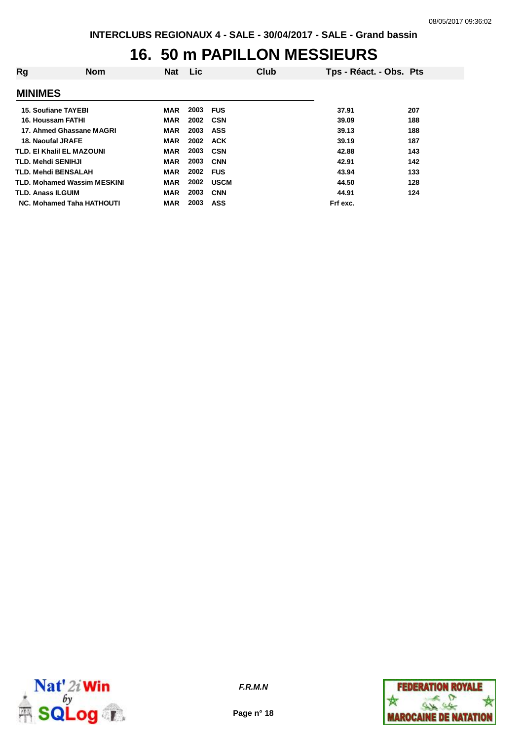INTERCLUBS REGIONAUX 4 - SALE - 30/04/2017 - SALE - Grand bassin

# 16. 50 m PAPILLON MESSIEURS

## MINIMES

| Rg | Nom | Nat | Lic | Club | Tps - Réact. - Obs. | Pts |
|---|---|---|---|---|---|---|
| 15. | Soufiane TAYEBI | MAR | 2003 | FUS | 37.91 | 207 |
| 16. | Houssam FATHI | MAR | 2002 | CSN | 39.09 | 188 |
| 17. | Ahmed Ghassane MAGRI | MAR | 2003 | ASS | 39.13 | 188 |
| 18. | Naoufal JRAFE | MAR | 2002 | ACK | 39.19 | 187 |
| TLD. | El Khalil EL MAZOUNI | MAR | 2003 | CSN | 42.88 | 143 |
| TLD. | Mehdi SENIHJI | MAR | 2003 | CNN | 42.91 | 142 |
| TLD. | Mehdi BENSALAH | MAR | 2002 | FUS | 43.94 | 133 |
| TLD. | Mohamed Wassim MESKINI | MAR | 2002 | USCM | 44.50 | 128 |
| TLD. | Anass ILGUIM | MAR | 2003 | CNN | 44.91 | 124 |
| NC. | Mohamed Taha HATHOUTI | MAR | 2003 | ASS | Frf exc. | |

*F.R.M.N*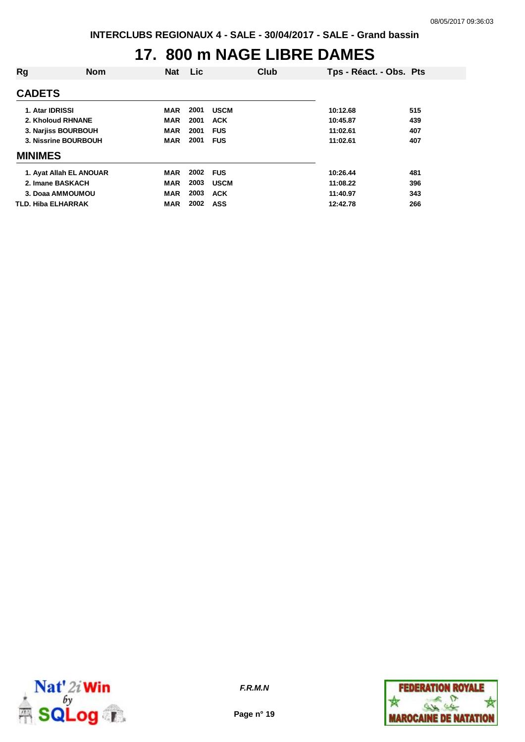# 17. 800 m NAGE LIBRE DAMES

| Rg | Nom | Nat | Lic | Club | Tps - Réact. - Obs. | Pts |
|---|---|---|---|---|---|---|
| **CADETS** | | | | | | |
| 1. | Atar IDRISSI | MAR | 2001 | USCM | 10:12.68 | 515 |
| 2. | Kholoud RHNANE | MAR | 2001 | ACK | 10:45.87 | 439 |
| 3. | Narjiss BOURBOUH | MAR | 2001 | FUS | 11:02.61 | 407 |
| 3. | Nissrine BOURBOUH | MAR | 2001 | FUS | 11:02.61 | 407 |
| **MINIMES** | | | | | | |
| 1. | Ayat Allah EL ANOUAR | MAR | 2002 | FUS | 10:26.44 | 481 |
| 2. | Imane BASKACH | MAR | 2003 | USCM | 11:08.22 | 396 |
| 3. | Doaa AMMOUMOU | MAR | 2003 | ACK | 11:40.97 | 343 |
| TLD. | Hiba ELHARRAK | MAR | 2002 | ASS | 12:42.78 | 266 |

*F.R.M.N*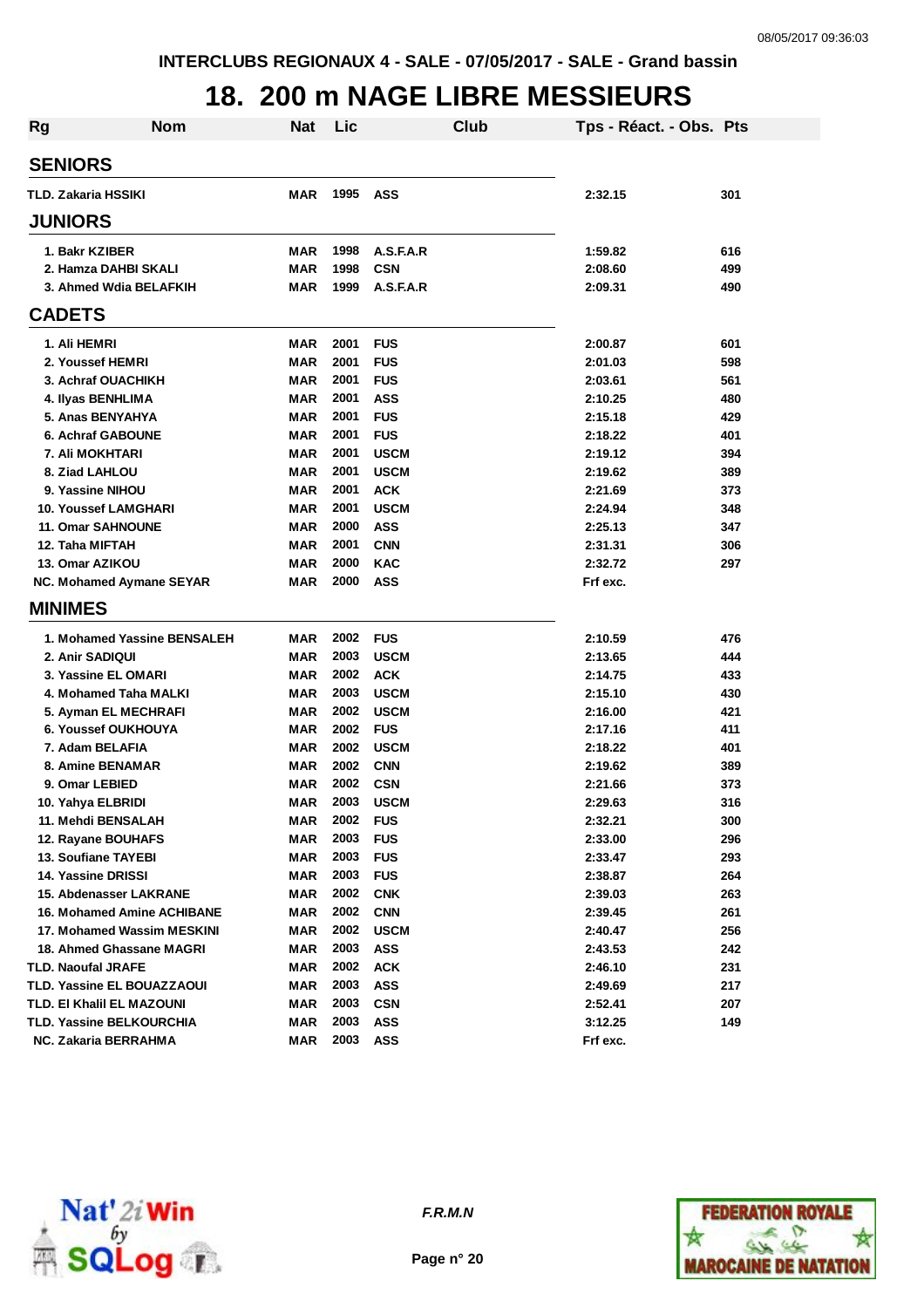INTERCLUBS REGIONAUX 4 - SALE - 07/05/2017 - SALE - Grand bassin

# 18. 200 m NAGE LIBRE MESSIEURS

| Rg | Nom | Nat | Lic | Club | Tps - Réact. - Obs. | Pts |
|---|---|---|---|---|---|---|
| **SENIORS** | | | | | | |
| TLD. | Zakaria HSSIKI | MAR | 1995 | ASS | 2:32.15 | 301 |
| **JUNIORS** | | | | | | |
| 1. | Bakr KZIBER | MAR | 1998 | A.S.F.A.R | 1:59.82 | 616 |
| 2. | Hamza DAHBI SKALI | MAR | 1998 | CSN | 2:08.60 | 499 |
| 3. | Ahmed Wdia BELAFKIH | MAR | 1999 | A.S.F.A.R | 2:09.31 | 490 |
| **CADETS** | | | | | | |
| 1. | Ali HEMRI | MAR | 2001 | FUS | 2:00.87 | 601 |
| 2. | Youssef HEMRI | MAR | 2001 | FUS | 2:01.03 | 598 |
| 3. | Achraf OUACHIKH | MAR | 2001 | FUS | 2:03.61 | 561 |
| 4. | Ilyas BENHLIMA | MAR | 2001 | ASS | 2:10.25 | 480 |
| 5. | Anas BENYAHYA | MAR | 2001 | FUS | 2:15.18 | 429 |
| 6. | Achraf GABOUNE | MAR | 2001 | FUS | 2:18.22 | 401 |
| 7. | Ali MOKHTARI | MAR | 2001 | USCM | 2:19.12 | 394 |
| 8. | Ziad LAHLOU | MAR | 2001 | USCM | 2:19.62 | 389 |
| 9. | Yassine NIHOU | MAR | 2001 | ACK | 2:21.69 | 373 |
| 10. | Youssef LAMGHARI | MAR | 2001 | USCM | 2:24.94 | 348 |
| 11. | Omar SAHNOUNE | MAR | 2000 | ASS | 2:25.13 | 347 |
| 12. | Taha MIFTAH | MAR | 2001 | CNN | 2:31.31 | 306 |
| 13. | Omar AZIKOU | MAR | 2000 | KAC | 2:32.72 | 297 |
| NC. | Mohamed Aymane SEYAR | MAR | 2000 | ASS | Frf exc. | |
| **MINIMES** | | | | | | |
| 1. | Mohamed Yassine BENSALEH | MAR | 2002 | FUS | 2:10.59 | 476 |
| 2. | Anir SADIQUI | MAR | 2003 | USCM | 2:13.65 | 444 |
| 3. | Yassine EL OMARI | MAR | 2002 | ACK | 2:14.75 | 433 |
| 4. | Mohamed Taha MALKI | MAR | 2003 | USCM | 2:15.10 | 430 |
| 5. | Ayman EL MECHRAFI | MAR | 2002 | USCM | 2:16.00 | 421 |
| 6. | Youssef OUKHOUYA | MAR | 2002 | FUS | 2:17.16 | 411 |
| 7. | Adam BELAFIA | MAR | 2002 | USCM | 2:18.22 | 401 |
| 8. | Amine BENAMAR | MAR | 2002 | CNN | 2:19.62 | 389 |
| 9. | Omar LEBIED | MAR | 2002 | CSN | 2:21.66 | 373 |
| 10. | Yahya ELBRIDI | MAR | 2003 | USCM | 2:29.63 | 316 |
| 11. | Mehdi BENSALAH | MAR | 2002 | FUS | 2:32.21 | 300 |
| 12. | Rayane BOUHAFS | MAR | 2003 | FUS | 2:33.00 | 296 |
| 13. | Soufiane TAYEBI | MAR | 2003 | FUS | 2:33.47 | 293 |
| 14. | Yassine DRISSI | MAR | 2003 | FUS | 2:38.87 | 264 |
| 15. | Abdenasser LAKRANE | MAR | 2002 | CNK | 2:39.03 | 263 |
| 16. | Mohamed Amine ACHIBANE | MAR | 2002 | CNN | 2:39.45 | 261 |
| 17. | Mohamed Wassim MESKINI | MAR | 2002 | USCM | 2:40.47 | 256 |
| 18. | Ahmed Ghassane MAGRI | MAR | 2003 | ASS | 2:43.53 | 242 |
| TLD. | Naoufal JRAFE | MAR | 2002 | ACK | 2:46.10 | 231 |
| TLD. | Yassine EL BOUAZZAOUI | MAR | 2003 | ASS | 2:49.69 | 217 |
| TLD. | El Khalil EL MAZOUNI | MAR | 2003 | CSN | 2:52.41 | 207 |
| TLD. | Yassine BELKOURCHIA | MAR | 2003 | ASS | 3:12.25 | 149 |
| NC. | Zakaria BERRAHMA | MAR | 2003 | ASS | Frf exc. | |

*F.R.M.N*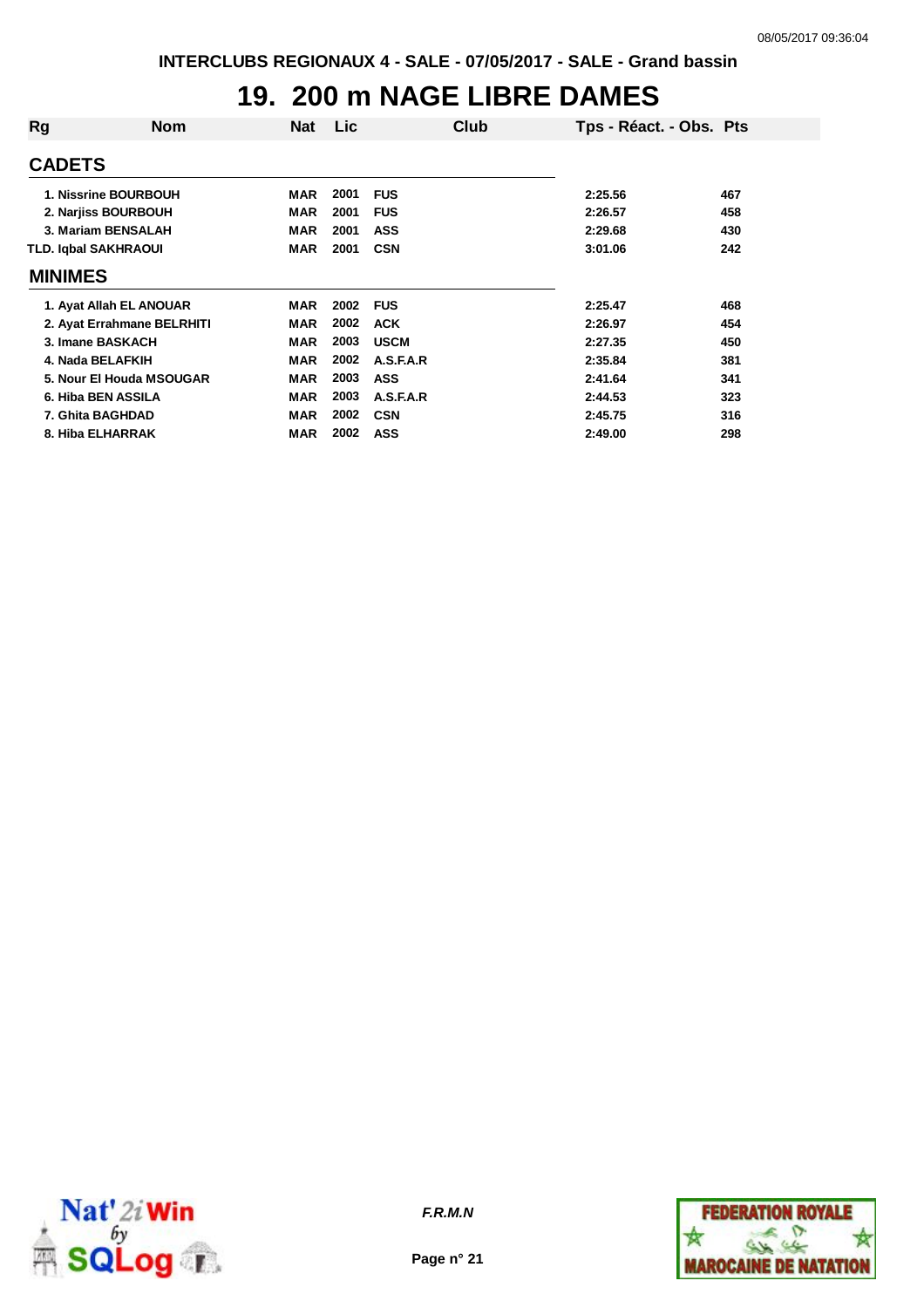# 19. 200 m NAGE LIBRE DAMES

| Rg | Nom | Nat | Lic | Club | Tps - Réact. - Obs. | Pts |
|---|---|---|---|---|---|---|
| **CADETS** | | | | | | |
| 1. | Nissrine BOURBOUH | MAR | 2001 | FUS | 2:25.56 | 467 |
| 2. | Narjiss BOURBOUH | MAR | 2001 | FUS | 2:26.57 | 458 |
| 3. | Mariam BENSALAH | MAR | 2001 | ASS | 2:29.68 | 430 |
| TLD. | Iqbal SAKHRAOUI | MAR | 2001 | CSN | 3:01.06 | 242 |
| **MINIMES** | | | | | | |
| 1. | Ayat Allah EL ANOUAR | MAR | 2002 | FUS | 2:25.47 | 468 |
| 2. | Ayat Errahmane BELRHITI | MAR | 2002 | ACK | 2:26.97 | 454 |
| 3. | Imane BASKACH | MAR | 2003 | USCM | 2:27.35 | 450 |
| 4. | Nada BELAFKIH | MAR | 2002 | A.S.F.A.R | 2:35.84 | 381 |
| 5. | Nour El Houda MSOUGAR | MAR | 2003 | ASS | 2:41.64 | 341 |
| 6. | Hiba BEN ASSILA | MAR | 2003 | A.S.F.A.R | 2:44.53 | 323 |
| 7. | Ghita BAGHDAD | MAR | 2002 | CSN | 2:45.75 | 316 |
| 8. | Hiba ELHARRAK | MAR | 2002 | ASS | 2:49.00 | 298 |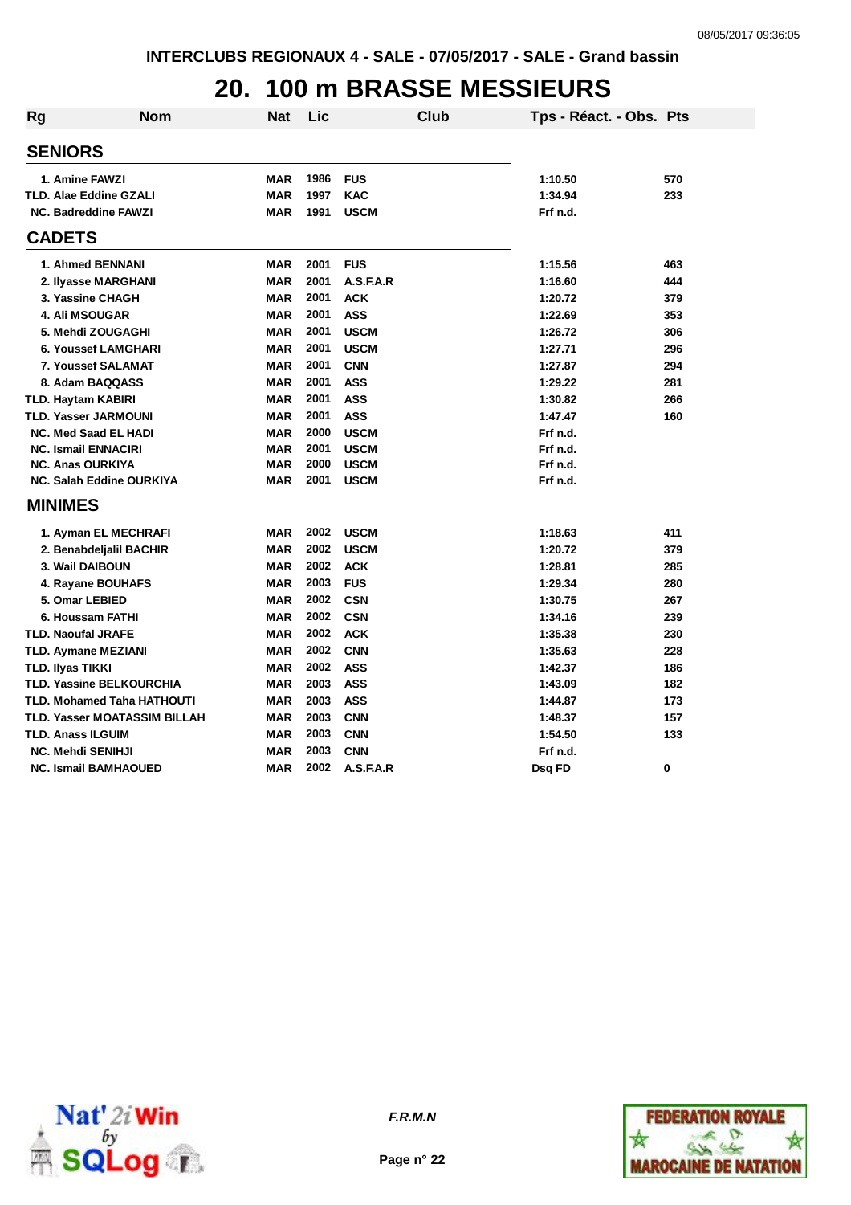INTERCLUBS REGIONAUX 4 - SALE - 07/05/2017 - SALE - Grand bassin

# 20. 100 m BRASSE MESSIEURS

| Rg | Nom | Nat | Lic | Club | Tps - Réact. - Obs. | Pts |
|---|---|---|---|---|---|---|
| **SENIORS** | | | | | | |
| 1. | Amine FAWZI | MAR | 1986 | FUS | 1:10.50 | 570 |
| TLD. | Alae Eddine GZALI | MAR | 1997 | KAC | 1:34.94 | 233 |
| NC. | Badreddine FAWZI | MAR | 1991 | USCM | Frf n.d. | |
| **CADETS** | | | | | | |
| 1. | Ahmed BENNANI | MAR | 2001 | FUS | 1:15.56 | 463 |
| 2. | Ilyasse MARGHANI | MAR | 2001 | A.S.F.A.R | 1:16.60 | 444 |
| 3. | Yassine CHAGH | MAR | 2001 | ACK | 1:20.72 | 379 |
| 4. | Ali MSOUGAR | MAR | 2001 | ASS | 1:22.69 | 353 |
| 5. | Mehdi ZOUGAGHI | MAR | 2001 | USCM | 1:26.72 | 306 |
| 6. | Youssef LAMGHARI | MAR | 2001 | USCM | 1:27.71 | 296 |
| 7. | Youssef SALAMAT | MAR | 2001 | CNN | 1:27.87 | 294 |
| 8. | Adam BAQQASS | MAR | 2001 | ASS | 1:29.22 | 281 |
| TLD. | Haytam KABIRI | MAR | 2001 | ASS | 1:30.82 | 266 |
| TLD. | Yasser JARMOUNI | MAR | 2001 | ASS | 1:47.47 | 160 |
| NC. | Med Saad EL HADI | MAR | 2000 | USCM | Frf n.d. | |
| NC. | Ismail ENNACIRI | MAR | 2001 | USCM | Frf n.d. | |
| NC. | Anas OURKIYA | MAR | 2000 | USCM | Frf n.d. | |
| NC. | Salah Eddine OURKIYA | MAR | 2001 | USCM | Frf n.d. | |
| **MINIMES** | | | | | | |
| 1. | Ayman EL MECHRAFI | MAR | 2002 | USCM | 1:18.63 | 411 |
| 2. | Benabdeljalil BACHIR | MAR | 2002 | USCM | 1:20.72 | 379 |
| 3. | Wail DAIBOUN | MAR | 2002 | ACK | 1:28.81 | 285 |
| 4. | Rayane BOUHAFS | MAR | 2003 | FUS | 1:29.34 | 280 |
| 5. | Omar LEBIED | MAR | 2002 | CSN | 1:30.75 | 267 |
| 6. | Houssam FATHI | MAR | 2002 | CSN | 1:34.16 | 239 |
| TLD. | Naoufal JRAFE | MAR | 2002 | ACK | 1:35.38 | 230 |
| TLD. | Aymane MEZIANI | MAR | 2002 | CNN | 1:35.63 | 228 |
| TLD. | Ilyas TIKKI | MAR | 2002 | ASS | 1:42.37 | 186 |
| TLD. | Yassine BELKOURCHIA | MAR | 2003 | ASS | 1:43.09 | 182 |
| TLD. | Mohamed Taha HATHOUTI | MAR | 2003 | ASS | 1:44.87 | 173 |
| TLD. | Yasser MOATASSIM BILLAH | MAR | 2003 | CNN | 1:48.37 | 157 |
| TLD. | Anass ILGUIM | MAR | 2003 | CNN | 1:54.50 | 133 |
| NC. | Mehdi SENIHJI | MAR | 2003 | CNN | Frf n.d. | |
| NC. | Ismail BAMHAOUED | MAR | 2002 | A.S.F.A.R | Dsq FD | 0 |

*F.R.M.N*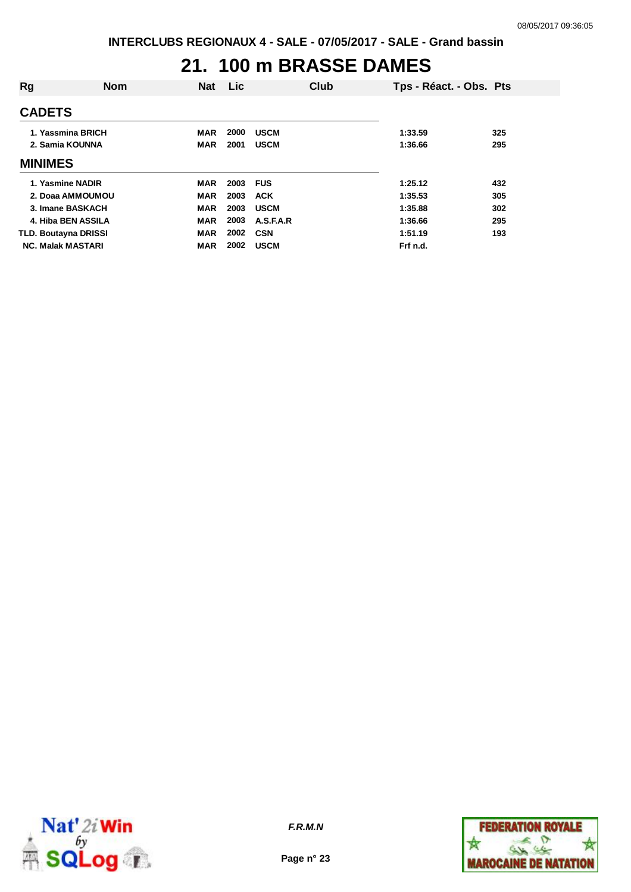# 21. 100 m BRASSE DAMES

| Rg | Nom | Nat | Lic | Club | Tps - Réact. - Obs. | Pts |
|---|---|---|---|---|---|---|
| **CADETS** | | | | | | |
| 1. | Yassmina BRICH | MAR | 2000 | USCM | 1:33.59 | 325 |
| 2. | Samia KOUNNA | MAR | 2001 | USCM | 1:36.66 | 295 |
| **MINIMES** | | | | | | |
| 1. | Yasmine NADIR | MAR | 2003 | FUS | 1:25.12 | 432 |
| 2. | Doaa AMMOUMOU | MAR | 2003 | ACK | 1:35.53 | 305 |
| 3. | Imane BASKACH | MAR | 2003 | USCM | 1:35.88 | 302 |
| 4. | Hiba BEN ASSILA | MAR | 2003 | A.S.F.A.R | 1:36.66 | 295 |
| TLD. | Boutayna DRISSI | MAR | 2002 | CSN | 1:51.19 | 193 |
| NC. | Malak MASTARI | MAR | 2002 | USCM | Frf n.d. | |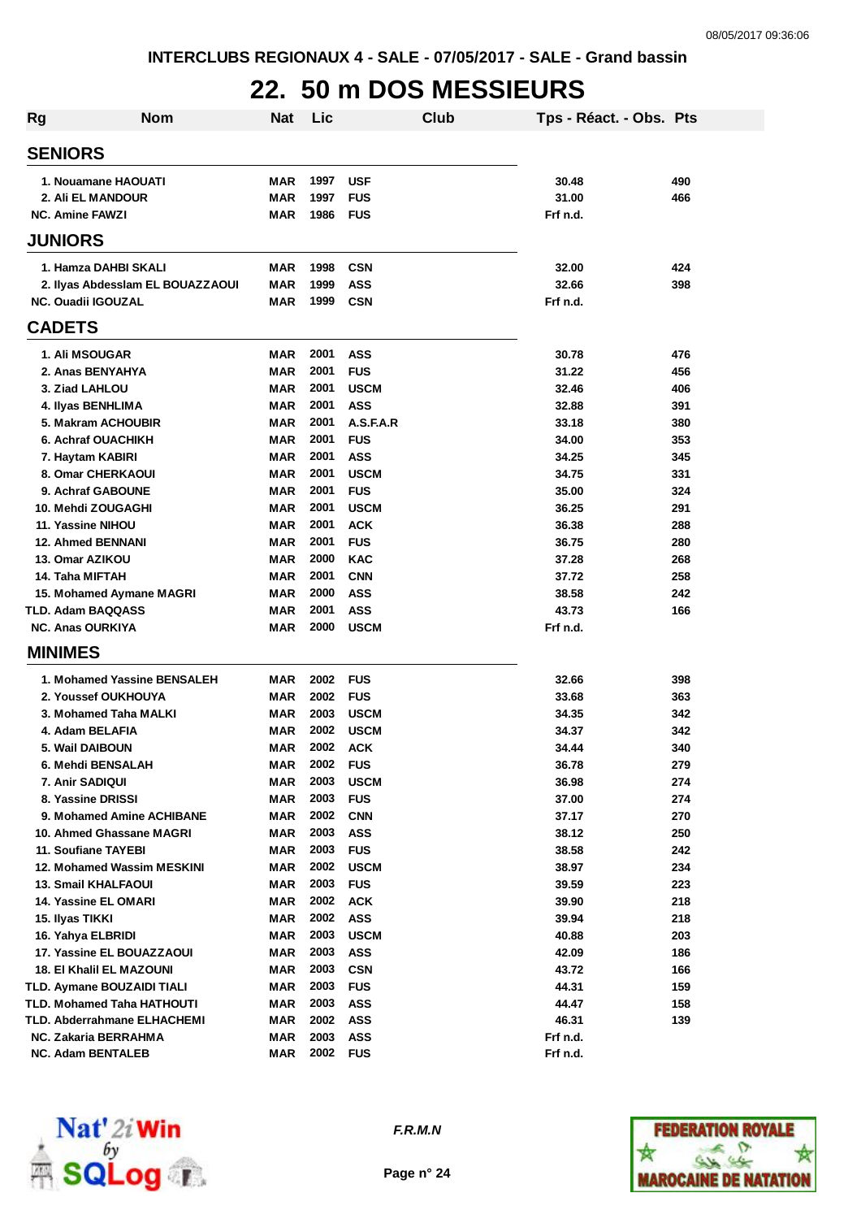INTERCLUBS REGIONAUX 4 - SALE - 07/05/2017 - SALE - Grand bassin

# 22. 50 m DOS MESSIEURS

| Rg | Nom | Nat | Lic | Club | Tps - Réact. - Obs. | Pts |
|---|---|---|---|---|---|---|
| **SENIORS** | | | | | | |
| 1. | Nouamane HAOUATI | MAR | 1997 | USF | 30.48 | 490 |
| 2. | Ali EL MANDOUR | MAR | 1997 | FUS | 31.00 | 466 |
| NC. | Amine FAWZI | MAR | 1986 | FUS | Frf n.d. | |
| **JUNIORS** | | | | | | |
| 1. | Hamza DAHBI SKALI | MAR | 1998 | CSN | 32.00 | 424 |
| 2. | Ilyas Abdesslam EL BOUAZZAOUI | MAR | 1999 | ASS | 32.66 | 398 |
| NC. | Ouadii IGOUZAL | MAR | 1999 | CSN | Frf n.d. | |
| **CADETS** | | | | | | |
| 1. | Ali MSOUGAR | MAR | 2001 | ASS | 30.78 | 476 |
| 2. | Anas BENYAHYA | MAR | 2001 | FUS | 31.22 | 456 |
| 3. | Ziad LAHLOU | MAR | 2001 | USCM | 32.46 | 406 |
| 4. | Ilyas BENHLIMA | MAR | 2001 | ASS | 32.88 | 391 |
| 5. | Makram ACHOUBIR | MAR | 2001 | A.S.F.A.R | 33.18 | 380 |
| 6. | Achraf OUACHIKH | MAR | 2001 | FUS | 34.00 | 353 |
| 7. | Haytam KABIRI | MAR | 2001 | ASS | 34.25 | 345 |
| 8. | Omar CHERKAOUI | MAR | 2001 | USCM | 34.75 | 331 |
| 9. | Achraf GABOUNE | MAR | 2001 | FUS | 35.00 | 324 |
| 10. | Mehdi ZOUGAGHI | MAR | 2001 | USCM | 36.25 | 291 |
| 11. | Yassine NIHOU | MAR | 2001 | ACK | 36.38 | 288 |
| 12. | Ahmed BENNANI | MAR | 2001 | FUS | 36.75 | 280 |
| 13. | Omar AZIKOU | MAR | 2000 | KAC | 37.28 | 268 |
| 14. | Taha MIFTAH | MAR | 2001 | CNN | 37.72 | 258 |
| 15. | Mohamed Aymane MAGRI | MAR | 2000 | ASS | 38.58 | 242 |
| TLD. | Adam BAQQASS | MAR | 2001 | ASS | 43.73 | 166 |
| NC. | Anas OURKIYA | MAR | 2000 | USCM | Frf n.d. | |
| **MINIMES** | | | | | | |
| 1. | Mohamed Yassine BENSALEH | MAR | 2002 | FUS | 32.66 | 398 |
| 2. | Youssef OUKHOUYA | MAR | 2002 | FUS | 33.68 | 363 |
| 3. | Mohamed Taha MALKI | MAR | 2003 | USCM | 34.35 | 342 |
| 4. | Adam BELAFIA | MAR | 2002 | USCM | 34.37 | 342 |
| 5. | Wail DAIBOUN | MAR | 2002 | ACK | 34.44 | 340 |
| 6. | Mehdi BENSALAH | MAR | 2002 | FUS | 36.78 | 279 |
| 7. | Anir SADIQUI | MAR | 2003 | USCM | 36.98 | 274 |
| 8. | Yassine DRISSI | MAR | 2003 | FUS | 37.00 | 274 |
| 9. | Mohamed Amine ACHIBANE | MAR | 2002 | CNN | 37.17 | 270 |
| 10. | Ahmed Ghassane MAGRI | MAR | 2003 | ASS | 38.12 | 250 |
| 11. | Soufiane TAYEBI | MAR | 2003 | FUS | 38.58 | 242 |
| 12. | Mohamed Wassim MESKINI | MAR | 2002 | USCM | 38.97 | 234 |
| 13. | Smail KHALFAOUI | MAR | 2003 | FUS | 39.59 | 223 |
| 14. | Yassine EL OMARI | MAR | 2002 | ACK | 39.90 | 218 |
| 15. | Ilyas TIKKI | MAR | 2002 | ASS | 39.94 | 218 |
| 16. | Yahya ELBRIDI | MAR | 2003 | USCM | 40.88 | 203 |
| 17. | Yassine EL BOUAZZAOUI | MAR | 2003 | ASS | 42.09 | 186 |
| 18. | El Khalil EL MAZOUNI | MAR | 2003 | CSN | 43.72 | 166 |
| TLD. | Aymane BOUZAIDI TIALI | MAR | 2003 | FUS | 44.31 | 159 |
| TLD. | Mohamed Taha HATHOUTI | MAR | 2003 | ASS | 44.47 | 158 |
| TLD. | Abderrahmane ELHACHEMI | MAR | 2002 | ASS | 46.31 | 139 |
| NC. | Zakaria BERRAHMA | MAR | 2003 | ASS | Frf n.d. | |
| NC. | Adam BENTALEB | MAR | 2002 | FUS | Frf n.d. | |

*F.R.M.N*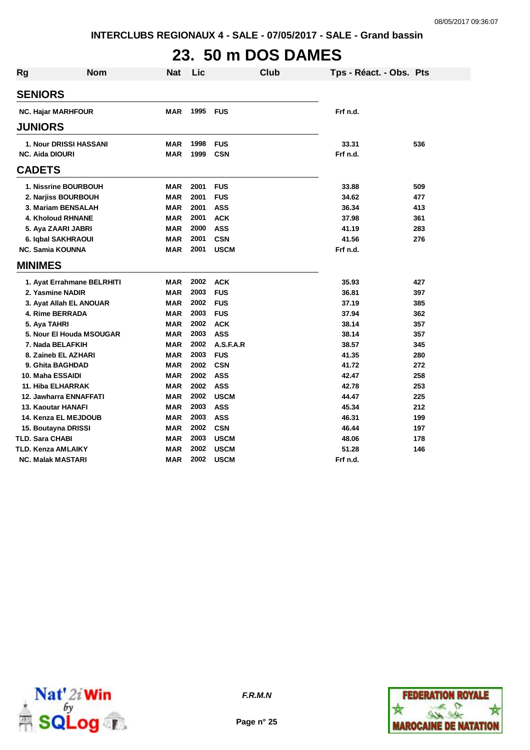INTERCLUBS REGIONAUX 4 - SALE - 07/05/2017 - SALE - Grand bassin

# 23. 50 m DOS DAMES

| Rg | Nom | Nat | Lic | Club | Tps - Réact. - Obs. | Pts |
|---|---|---|---|---|---|---|
| **SENIORS** | | | | | | |
| NC. | Hajar MARFHOUR | MAR | 1995 | FUS | Frf n.d. | |
| **JUNIORS** | | | | | | |
| 1. | Nour DRISSI HASSANI | MAR | 1998 | FUS | 33.31 | 536 |
| NC. | Aida DIOURI | MAR | 1999 | CSN | Frf n.d. | |
| **CADETS** | | | | | | |
| 1. | Nissrine BOURBOUH | MAR | 2001 | FUS | 33.88 | 509 |
| 2. | Narjiss BOURBOUH | MAR | 2001 | FUS | 34.62 | 477 |
| 3. | Mariam BENSALAH | MAR | 2001 | ASS | 36.34 | 413 |
| 4. | Kholoud RHNANE | MAR | 2001 | ACK | 37.98 | 361 |
| 5. | Aya ZAARI JABRI | MAR | 2000 | ASS | 41.19 | 283 |
| 6. | Iqbal SAKHRAOUI | MAR | 2001 | CSN | 41.56 | 276 |
| NC. | Samia KOUNNA | MAR | 2001 | USCM | Frf n.d. | |
| **MINIMES** | | | | | | |
| 1. | Ayat Errahmane BELRHITI | MAR | 2002 | ACK | 35.93 | 427 |
| 2. | Yasmine NADIR | MAR | 2003 | FUS | 36.81 | 397 |
| 3. | Ayat Allah EL ANOUAR | MAR | 2002 | FUS | 37.19 | 385 |
| 4. | Rime BERRADA | MAR | 2003 | FUS | 37.94 | 362 |
| 5. | Aya TAHRI | MAR | 2002 | ACK | 38.14 | 357 |
| 5. | Nour El Houda MSOUGAR | MAR | 2003 | ASS | 38.14 | 357 |
| 7. | Nada BELAFKIH | MAR | 2002 | A.S.F.A.R | 38.57 | 345 |
| 8. | Zaineb EL AZHARI | MAR | 2003 | FUS | 41.35 | 280 |
| 9. | Ghita BAGHDAD | MAR | 2002 | CSN | 41.72 | 272 |
| 10. | Maha ESSAIDI | MAR | 2002 | ASS | 42.47 | 258 |
| 11. | Hiba ELHARRAK | MAR | 2002 | ASS | 42.78 | 253 |
| 12. | Jawharra ENNAFFATI | MAR | 2002 | USCM | 44.47 | 225 |
| 13. | Kaoutar HANAFI | MAR | 2003 | ASS | 45.34 | 212 |
| 14. | Kenza EL MEJDOUB | MAR | 2003 | ASS | 46.31 | 199 |
| 15. | Boutayna DRISSI | MAR | 2002 | CSN | 46.44 | 197 |
| TLD. | Sara CHABI | MAR | 2003 | USCM | 48.06 | 178 |
| TLD. | Kenza AMLAIKY | MAR | 2002 | USCM | 51.28 | 146 |
| NC. | Malak MASTARI | MAR | 2002 | USCM | Frf n.d. | |

*F.R.M.N*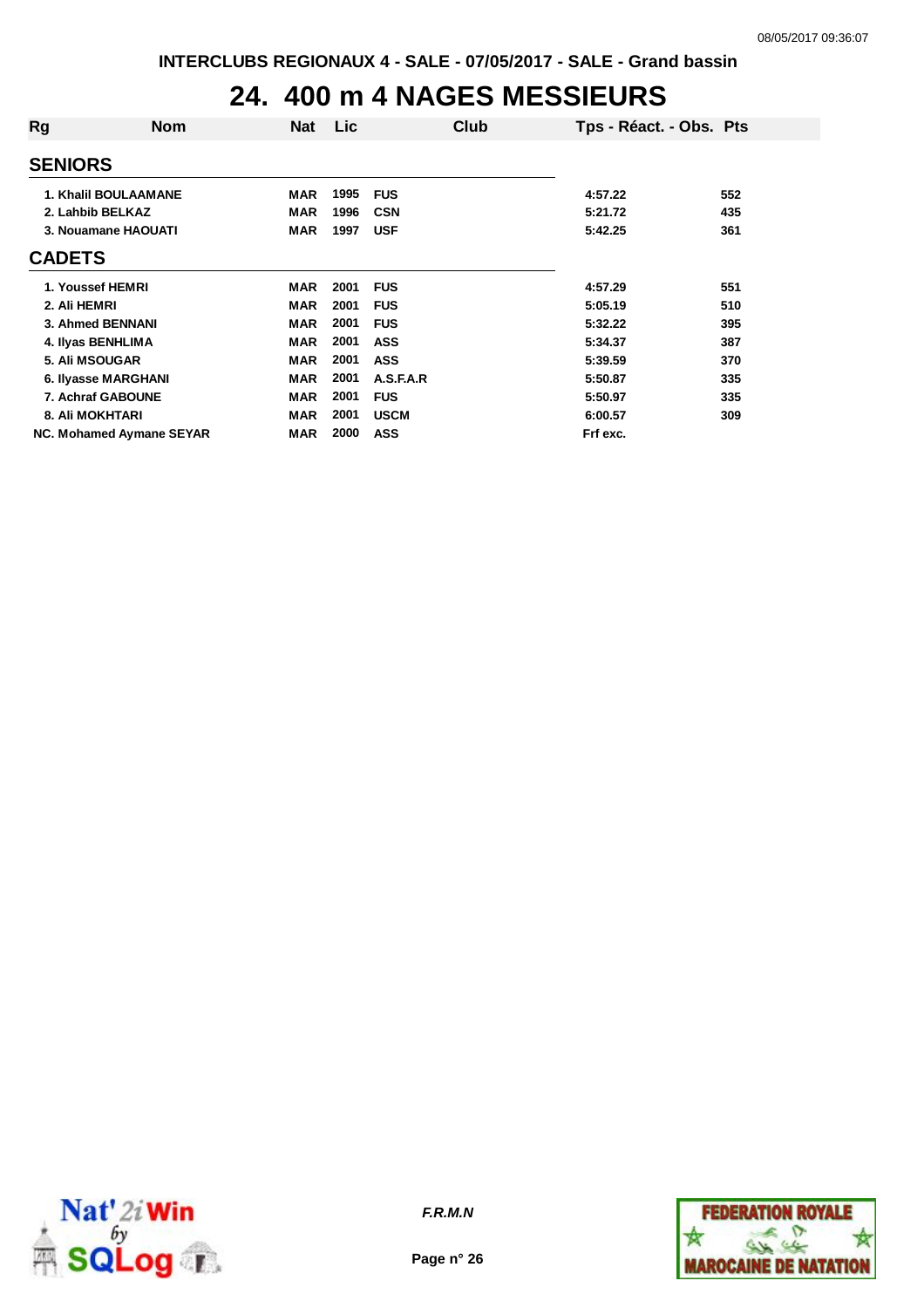INTERCLUBS REGIONAUX 4 - SALE - 07/05/2017 - SALE - Grand bassin

# 24. 400 m 4 NAGES MESSIEURS

| Rg | Nom | Nat | Lic | Club | Tps - Réact. - Obs. | Pts |
|---|---|---|---|---|---|---|
| **SENIORS** | | | | | | |
| 1. | Khalil BOULAAMANE | MAR | 1995 | FUS | 4:57.22 | 552 |
| 2. | Lahbib BELKAZ | MAR | 1996 | CSN | 5:21.72 | 435 |
| 3. | Nouamane HAOUATI | MAR | 1997 | USF | 5:42.25 | 361 |
| **CADETS** | | | | | | |
| 1. | Youssef HEMRI | MAR | 2001 | FUS | 4:57.29 | 551 |
| 2. | Ali HEMRI | MAR | 2001 | FUS | 5:05.19 | 510 |
| 3. | Ahmed BENNANI | MAR | 2001 | FUS | 5:32.22 | 395 |
| 4. | Ilyas BENHLIMA | MAR | 2001 | ASS | 5:34.37 | 387 |
| 5. | Ali MSOUGAR | MAR | 2001 | ASS | 5:39.59 | 370 |
| 6. | Ilyasse MARGHANI | MAR | 2001 | A.S.F.A.R | 5:50.87 | 335 |
| 7. | Achraf GABOUNE | MAR | 2001 | FUS | 5:50.97 | 335 |
| 8. | Ali MOKHTARI | MAR | 2001 | USCM | 6:00.57 | 309 |
| NC. | Mohamed Aymane SEYAR | MAR | 2000 | ASS | Frf exc. | |

F.R.M.N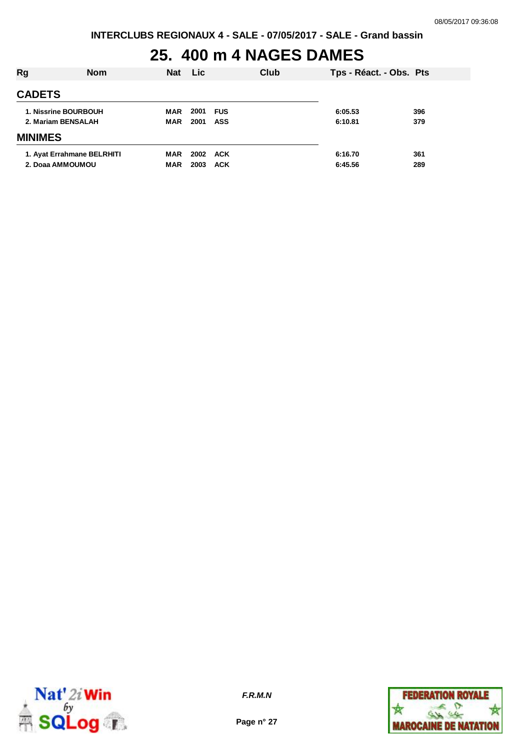# 25. 400 m 4 NAGES DAMES

| Rg | Nom | Nat | Lic | Club | Tps - Réact. - Obs. | Pts |
|---|---|---|---|---|---|---|
| **CADETS** | | | | | | |
| 1. | Nissrine BOURBOUH | MAR | 2001 | FUS | 6:05.53 | 396 |
| 2. | Mariam BENSALAH | MAR | 2001 | ASS | 6:10.81 | 379 |
| **MINIMES** | | | | | | |
| 1. | Ayat Errahmane BELRHITI | MAR | 2002 | ACK | 6:16.70 | 361 |
| 2. | Doaa AMMOUMOU | MAR | 2003 | ACK | 6:45.56 | 289 |

*F.R.M.N*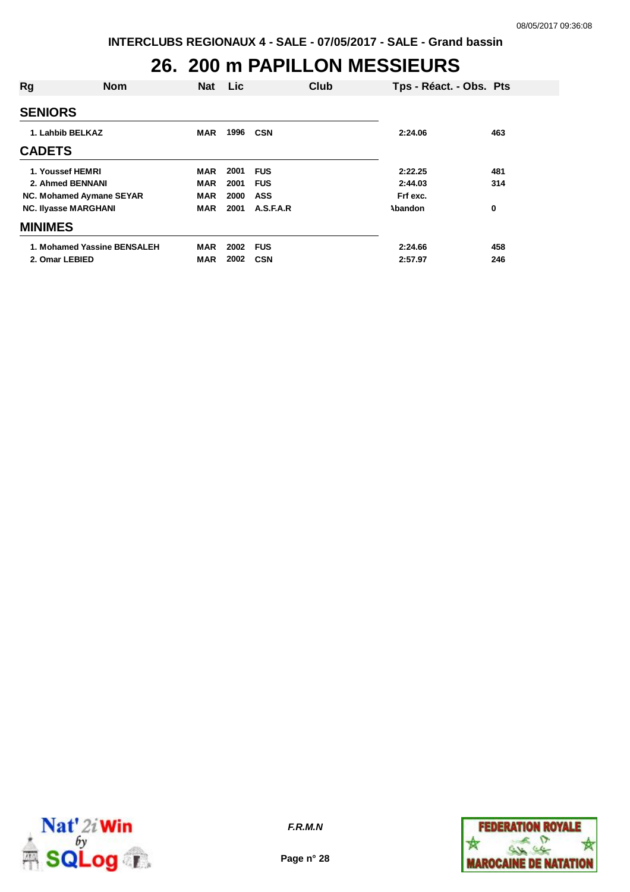INTERCLUBS REGIONAUX 4 - SALE - 07/05/2017 - SALE - Grand bassin

# 26. 200 m PAPILLON MESSIEURS

| Rg | Nom | Nat | Lic | Club | Tps - Réact. - Obs. | Pts |
|---|---|---|---|---|---|---|
| **SENIORS** | | | | | | |
| 1. | Lahbib BELKAZ | MAR | 1996 | CSN | 2:24.06 | 463 |
| **CADETS** | | | | | | |
| 1. | Youssef HEMRI | MAR | 2001 | FUS | 2:22.25 | 481 |
| 2. | Ahmed BENNANI | MAR | 2001 | FUS | 2:44.03 | 314 |
| NC. | Mohamed Aymane SEYAR | MAR | 2000 | ASS | Frf exc. | |
| NC. | Ilyasse MARGHANI | MAR | 2001 | A.S.F.A.R | Abandon | 0 |
| **MINIMES** | | | | | | |
| 1. | Mohamed Yassine BENSALEH | MAR | 2002 | FUS | 2:24.66 | 458 |
| 2. | Omar LEBIED | MAR | 2002 | CSN | 2:57.97 | 246 |

F.R.M.N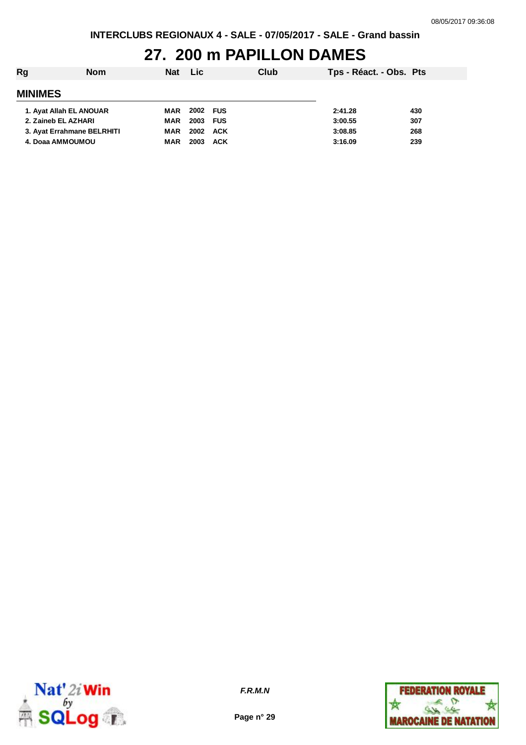# 27. 200 m PAPILLON DAMES

| Rg | Nom | Nat | Lic | Club | Tps - Réact. - Obs. | Pts |
|---|---|---|---|---|---|---|
| **MINIMES** | | | | | | |
| 1. | Ayat Allah EL ANOUAR | MAR | 2002 | FUS | 2:41.28 | 430 |
| 2. | Zaineb EL AZHARI | MAR | 2003 | FUS | 3:00.55 | 307 |
| 3. | Ayat Errahmane BELRHITI | MAR | 2002 | ACK | 3:08.85 | 268 |
| 4. | Doaa AMMOUMOU | MAR | 2003 | ACK | 3:16.09 | 239 |

*F.R.M.N*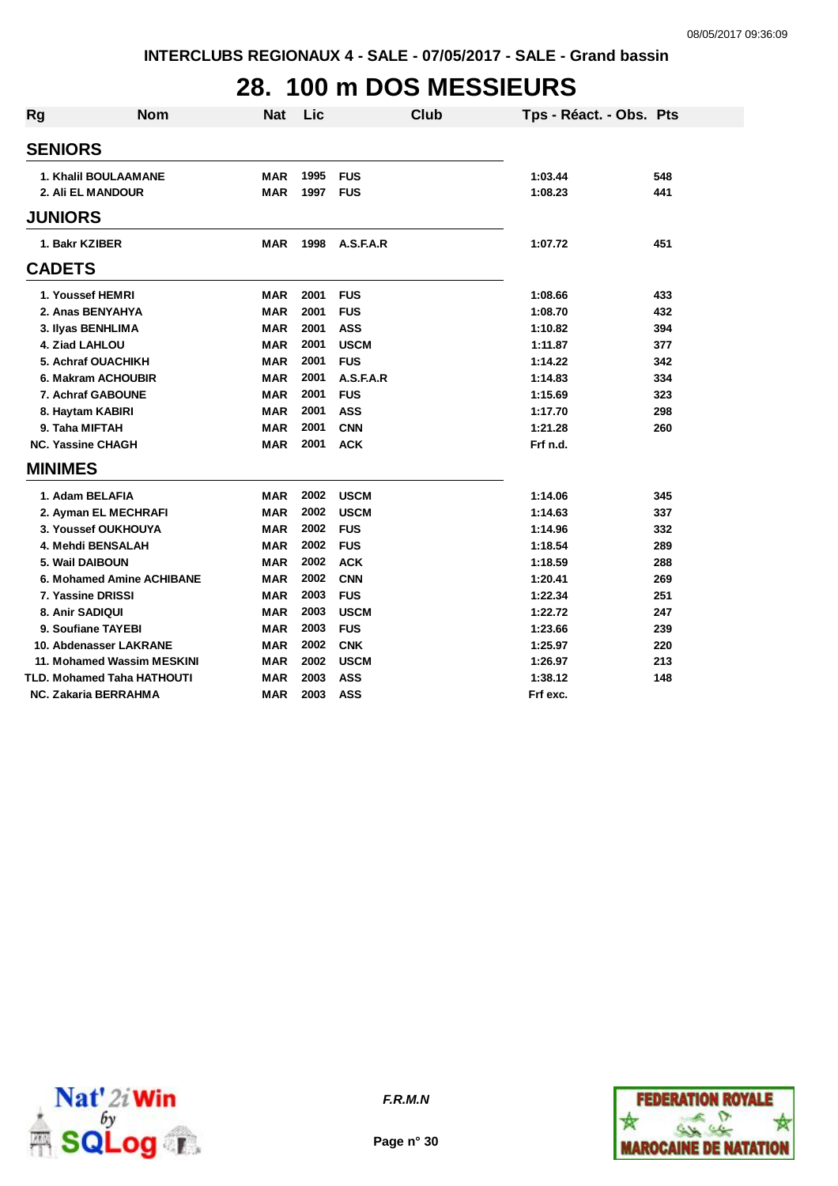INTERCLUBS REGIONAUX 4 - SALE - 07/05/2017 - SALE - Grand bassin

# 28. 100 m DOS MESSIEURS

| Rg | Nom | Nat | Lic | Club | Tps - Réact. - Obs. | Pts |
|---|---|---|---|---|---|---|
| **SENIORS** | | | | | | |
| 1. | Khalil BOULAAMANE | MAR | 1995 | FUS | 1:03.44 | 548 |
| 2. | Ali EL MANDOUR | MAR | 1997 | FUS | 1:08.23 | 441 |
| **JUNIORS** | | | | | | |
| 1. | Bakr KZIBER | MAR | 1998 | A.S.F.A.R | 1:07.72 | 451 |
| **CADETS** | | | | | | |
| 1. | Youssef HEMRI | MAR | 2001 | FUS | 1:08.66 | 433 |
| 2. | Anas BENYAHYA | MAR | 2001 | FUS | 1:08.70 | 432 |
| 3. | Ilyas BENHLIMA | MAR | 2001 | ASS | 1:10.82 | 394 |
| 4. | Ziad LAHLOU | MAR | 2001 | USCM | 1:11.87 | 377 |
| 5. | Achraf OUACHIKH | MAR | 2001 | FUS | 1:14.22 | 342 |
| 6. | Makram ACHOUBIR | MAR | 2001 | A.S.F.A.R | 1:14.83 | 334 |
| 7. | Achraf GABOUNE | MAR | 2001 | FUS | 1:15.69 | 323 |
| 8. | Haytam KABIRI | MAR | 2001 | ASS | 1:17.70 | 298 |
| 9. | Taha MIFTAH | MAR | 2001 | CNN | 1:21.28 | 260 |
| NC. | Yassine CHAGH | MAR | 2001 | ACK | Frf n.d. | |
| **MINIMES** | | | | | | |
| 1. | Adam BELAFIA | MAR | 2002 | USCM | 1:14.06 | 345 |
| 2. | Ayman EL MECHRAFI | MAR | 2002 | USCM | 1:14.63 | 337 |
| 3. | Youssef OUKHOUYA | MAR | 2002 | FUS | 1:14.96 | 332 |
| 4. | Mehdi BENSALAH | MAR | 2002 | FUS | 1:18.54 | 289 |
| 5. | Wail DAIBOUN | MAR | 2002 | ACK | 1:18.59 | 288 |
| 6. | Mohamed Amine ACHIBANE | MAR | 2002 | CNN | 1:20.41 | 269 |
| 7. | Yassine DRISSI | MAR | 2003 | FUS | 1:22.34 | 251 |
| 8. | Anir SADIQUI | MAR | 2003 | USCM | 1:22.72 | 247 |
| 9. | Soufiane TAYEBI | MAR | 2003 | FUS | 1:23.66 | 239 |
| 10. | Abdenasser LAKRANE | MAR | 2002 | CNK | 1:25.97 | 220 |
| 11. | Mohamed Wassim MESKINI | MAR | 2002 | USCM | 1:26.97 | 213 |
| TLD. | Mohamed Taha HATHOUTI | MAR | 2003 | ASS | 1:38.12 | 148 |
| NC. | Zakaria BERRAHMA | MAR | 2003 | ASS | Frf exc. | |

*F.R.M.N*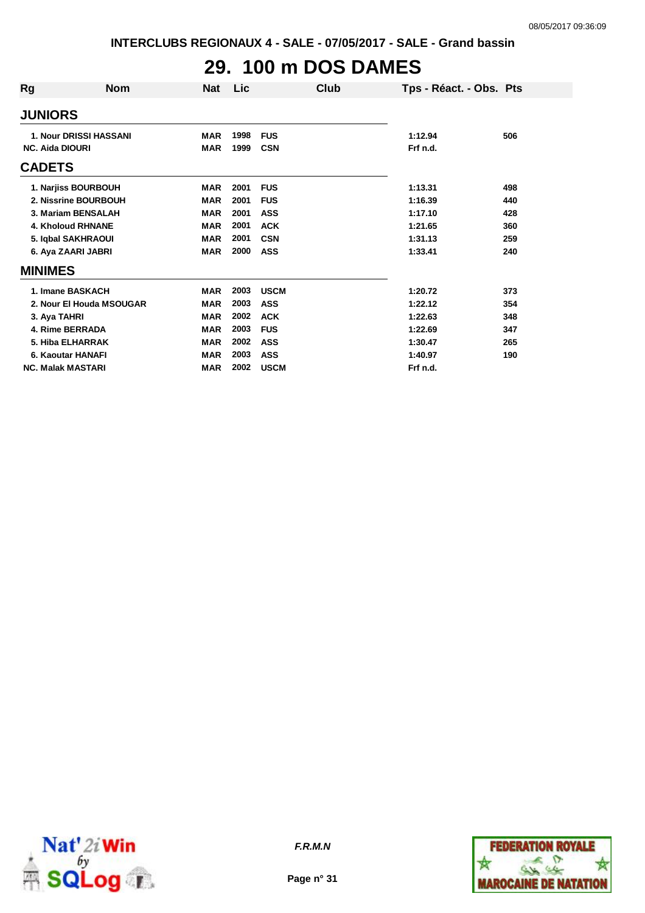INTERCLUBS REGIONAUX 4 - SALE - 07/05/2017 - SALE - Grand bassin

# 29. 100 m DOS DAMES

| Rg | Nom | Nat | Lic | Club | Tps - Réact. - Obs. | Pts |
|---|---|---|---|---|---|---|
| **JUNIORS** | | | | | | |
| 1. | Nour DRISSI HASSANI | MAR | 1998 | FUS | 1:12.94 | 506 |
| NC. | Aida DIOURI | MAR | 1999 | CSN | Frf n.d. | |
| **CADETS** | | | | | | |
| 1. | Narjiss BOURBOUH | MAR | 2001 | FUS | 1:13.31 | 498 |
| 2. | Nissrine BOURBOUH | MAR | 2001 | FUS | 1:16.39 | 440 |
| 3. | Mariam BENSALAH | MAR | 2001 | ASS | 1:17.10 | 428 |
| 4. | Kholoud RHNANE | MAR | 2001 | ACK | 1:21.65 | 360 |
| 5. | Iqbal SAKHRAOUI | MAR | 2001 | CSN | 1:31.13 | 259 |
| 6. | Aya ZAARI JABRI | MAR | 2000 | ASS | 1:33.41 | 240 |
| **MINIMES** | | | | | | |
| 1. | Imane BASKACH | MAR | 2003 | USCM | 1:20.72 | 373 |
| 2. | Nour El Houda MSOUGAR | MAR | 2003 | ASS | 1:22.12 | 354 |
| 3. | Aya TAHRI | MAR | 2002 | ACK | 1:22.63 | 348 |
| 4. | Rime BERRADA | MAR | 2003 | FUS | 1:22.69 | 347 |
| 5. | Hiba ELHARRAK | MAR | 2002 | ASS | 1:30.47 | 265 |
| 6. | Kaoutar HANAFI | MAR | 2003 | ASS | 1:40.97 | 190 |
| NC. | Malak MASTARI | MAR | 2002 | USCM | Frf n.d. | |

*F.R.M.N*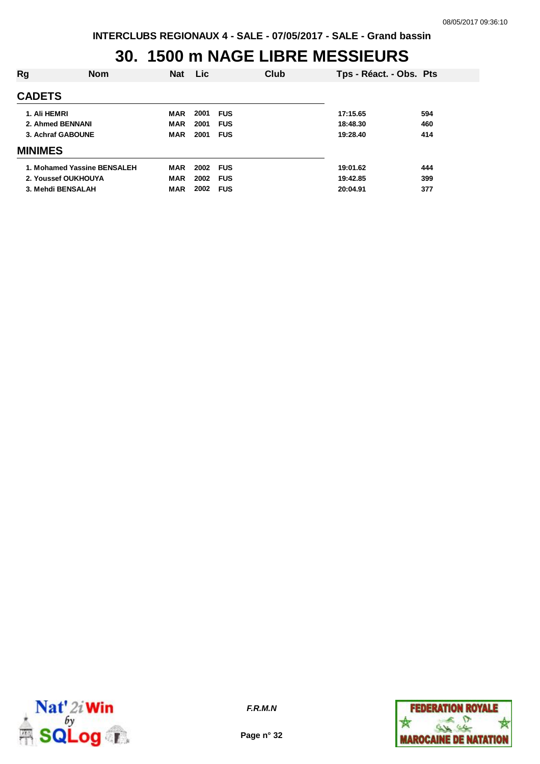# 30. 1500 m NAGE LIBRE MESSIEURS

| Rg | Nom | Nat | Lic | Club | Tps - Réact. - Obs. | Pts |
|---|---|---|---|---|---|---|

## CADETS

| Rg | Nom | Nat | Lic | Club | Tps - Réact. - Obs. | Pts |
|---|---|---|---|---|---|---|
| 1. | Ali HEMRI | MAR | 2001 | FUS | 17:15.65 | 594 |
| 2. | Ahmed BENNANI | MAR | 2001 | FUS | 18:48.30 | 460 |
| 3. | Achraf GABOUNE | MAR | 2001 | FUS | 19:28.40 | 414 |

## MINIMES

| Rg | Nom | Nat | Lic | Club | Tps - Réact. - Obs. | Pts |
|---|---|---|---|---|---|---|
| 1. | Mohamed Yassine BENSALEH | MAR | 2002 | FUS | 19:01.62 | 444 |
| 2. | Youssef OUKHOUYA | MAR | 2002 | FUS | 19:42.85 | 399 |
| 3. | Mehdi BENSALAH | MAR | 2002 | FUS | 20:04.91 | 377 |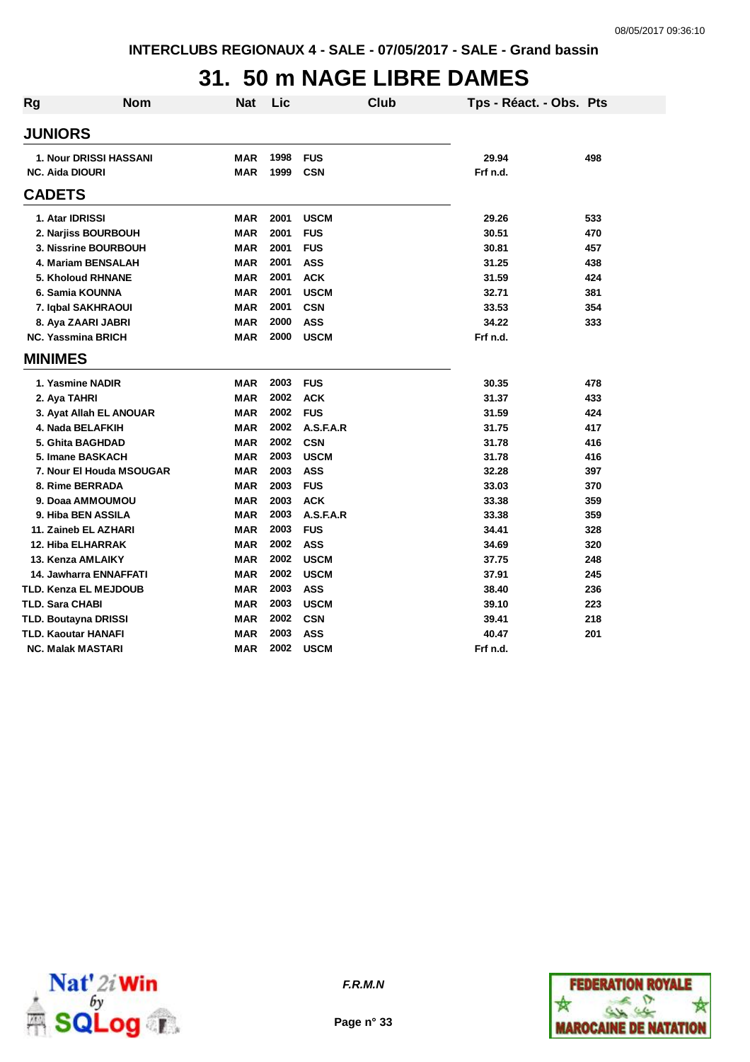INTERCLUBS REGIONAUX 4 - SALE - 07/05/2017 - SALE - Grand bassin

# 31. 50 m NAGE LIBRE DAMES

| Rg | Nom | Nat | Lic | Club | Tps - Réact. - Obs. | Pts |
|---|---|---|---|---|---|---|
| **JUNIORS** | | | | | | |
| 1. | Nour DRISSI HASSANI | MAR | 1998 | FUS | 29.94 | 498 |
| NC. | Aida DIOURI | MAR | 1999 | CSN | Frf n.d. | |
| **CADETS** | | | | | | |
| 1. | Atar IDRISSI | MAR | 2001 | USCM | 29.26 | 533 |
| 2. | Narjiss BOURBOUH | MAR | 2001 | FUS | 30.51 | 470 |
| 3. | Nissrine BOURBOUH | MAR | 2001 | FUS | 30.81 | 457 |
| 4. | Mariam BENSALAH | MAR | 2001 | ASS | 31.25 | 438 |
| 5. | Kholoud RHNANE | MAR | 2001 | ACK | 31.59 | 424 |
| 6. | Samia KOUNNA | MAR | 2001 | USCM | 32.71 | 381 |
| 7. | Iqbal SAKHRAOUI | MAR | 2001 | CSN | 33.53 | 354 |
| 8. | Aya ZAARI JABRI | MAR | 2000 | ASS | 34.22 | 333 |
| NC. | Yassmina BRICH | MAR | 2000 | USCM | Frf n.d. | |
| **MINIMES** | | | | | | |
| 1. | Yasmine NADIR | MAR | 2003 | FUS | 30.35 | 478 |
| 2. | Aya TAHRI | MAR | 2002 | ACK | 31.37 | 433 |
| 3. | Ayat Allah EL ANOUAR | MAR | 2002 | FUS | 31.59 | 424 |
| 4. | Nada BELAFKIH | MAR | 2002 | A.S.F.A.R | 31.75 | 417 |
| 5. | Ghita BAGHDAD | MAR | 2002 | CSN | 31.78 | 416 |
| 5. | Imane BASKACH | MAR | 2003 | USCM | 31.78 | 416 |
| 7. | Nour El Houda MSOUGAR | MAR | 2003 | ASS | 32.28 | 397 |
| 8. | Rime BERRADA | MAR | 2003 | FUS | 33.03 | 370 |
| 9. | Doaa AMMOUMOU | MAR | 2003 | ACK | 33.38 | 359 |
| 9. | Hiba BEN ASSILA | MAR | 2003 | A.S.F.A.R | 33.38 | 359 |
| 11. | Zaineb EL AZHARI | MAR | 2003 | FUS | 34.41 | 328 |
| 12. | Hiba ELHARRAK | MAR | 2002 | ASS | 34.69 | 320 |
| 13. | Kenza AMLAIKY | MAR | 2002 | USCM | 37.75 | 248 |
| 14. | Jawharra ENNAFFATI | MAR | 2002 | USCM | 37.91 | 245 |
| TLD. | Kenza EL MEJDOUB | MAR | 2003 | ASS | 38.40 | 236 |
| TLD. | Sara CHABI | MAR | 2003 | USCM | 39.10 | 223 |
| TLD. | Boutayna DRISSI | MAR | 2002 | CSN | 39.41 | 218 |
| TLD. | Kaoutar HANAFI | MAR | 2003 | ASS | 40.47 | 201 |
| NC. | Malak MASTARI | MAR | 2002 | USCM | Frf n.d. | |

*F.R.M.N*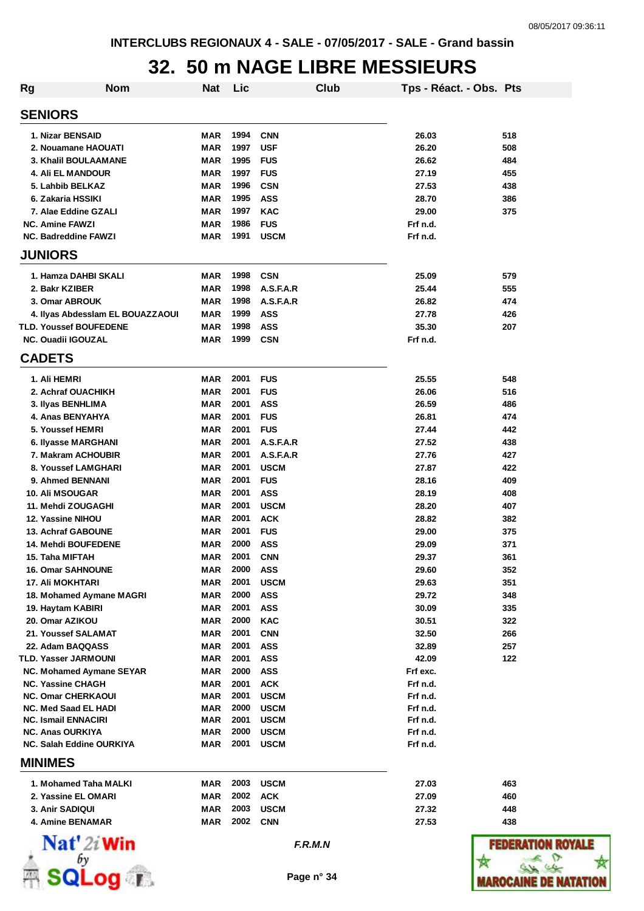INTERCLUBS REGIONAUX 4 - SALE - 07/05/2017 - SALE - Grand bassin

# 32. 50 m NAGE LIBRE MESSIEURS

| Rg | Nom | Nat | Lic | Club | Tps - Réact. - Obs. | Pts |
|---|---|---|---|---|---|---|
| **SENIORS** | | | | | | |
| 1. | Nizar BENSAID | MAR | 1994 | CNN | 26.03 | 518 |
| 2. | Nouamane HAOUATI | MAR | 1997 | USF | 26.20 | 508 |
| 3. | Khalil BOULAAMANE | MAR | 1995 | FUS | 26.62 | 484 |
| 4. | Ali EL MANDOUR | MAR | 1997 | FUS | 27.19 | 455 |
| 5. | Lahbib BELKAZ | MAR | 1996 | CSN | 27.53 | 438 |
| 6. | Zakaria HSSIKI | MAR | 1995 | ASS | 28.70 | 386 |
| 7. | Alae Eddine GZALI | MAR | 1997 | KAC | 29.00 | 375 |
| NC. | Amine FAWZI | MAR | 1986 | FUS | Frf n.d. | |
| NC. | Badreddine FAWZI | MAR | 1991 | USCM | Frf n.d. | |
| **JUNIORS** | | | | | | |
| 1. | Hamza DAHBI SKALI | MAR | 1998 | CSN | 25.09 | 579 |
| 2. | Bakr KZIBER | MAR | 1998 | A.S.F.A.R | 25.44 | 555 |
| 3. | Omar ABROUK | MAR | 1998 | A.S.F.A.R | 26.82 | 474 |
| 4. | Ilyas Abdesslam EL BOUAZZAOUI | MAR | 1999 | ASS | 27.78 | 426 |
| TLD. | Youssef BOUFEDENE | MAR | 1998 | ASS | 35.30 | 207 |
| NC. | Ouadii IGOUZAL | MAR | 1999 | CSN | Frf n.d. | |
| **CADETS** | | | | | | |
| 1. | Ali HEMRI | MAR | 2001 | FUS | 25.55 | 548 |
| 2. | Achraf OUACHIKH | MAR | 2001 | FUS | 26.06 | 516 |
| 3. | Ilyas BENHLIMA | MAR | 2001 | ASS | 26.59 | 486 |
| 4. | Anas BENYAHYA | MAR | 2001 | FUS | 26.81 | 474 |
| 5. | Youssef HEMRI | MAR | 2001 | FUS | 27.44 | 442 |
| 6. | Ilyasse MARGHANI | MAR | 2001 | A.S.F.A.R | 27.52 | 438 |
| 7. | Makram ACHOUBIR | MAR | 2001 | A.S.F.A.R | 27.76 | 427 |
| 8. | Youssef LAMGHARI | MAR | 2001 | USCM | 27.87 | 422 |
| 9. | Ahmed BENNANI | MAR | 2001 | FUS | 28.16 | 409 |
| 10. | Ali MSOUGAR | MAR | 2001 | ASS | 28.19 | 408 |
| 11. | Mehdi ZOUGAGHI | MAR | 2001 | USCM | 28.20 | 407 |
| 12. | Yassine NIHOU | MAR | 2001 | ACK | 28.82 | 382 |
| 13. | Achraf GABOUNE | MAR | 2001 | FUS | 29.00 | 375 |
| 14. | Mehdi BOUFEDENE | MAR | 2000 | ASS | 29.09 | 371 |
| 15. | Taha MIFTAH | MAR | 2001 | CNN | 29.37 | 361 |
| 16. | Omar SAHNOUNE | MAR | 2000 | ASS | 29.60 | 352 |
| 17. | Ali MOKHTARI | MAR | 2001 | USCM | 29.63 | 351 |
| 18. | Mohamed Aymane MAGRI | MAR | 2000 | ASS | 29.72 | 348 |
| 19. | Haytam KABIRI | MAR | 2001 | ASS | 30.09 | 335 |
| 20. | Omar AZIKOU | MAR | 2000 | KAC | 30.51 | 322 |
| 21. | Youssef SALAMAT | MAR | 2001 | CNN | 32.50 | 266 |
| 22. | Adam BAQQASS | MAR | 2001 | ASS | 32.89 | 257 |
| TLD. | Yasser JARMOUNI | MAR | 2001 | ASS | 42.09 | 122 |
| NC. | Mohamed Aymane SEYAR | MAR | 2000 | ASS | Frf exc. | |
| NC. | Yassine CHAGH | MAR | 2001 | ACK | Frf n.d. | |
| NC. | Omar CHERKAOUI | MAR | 2001 | USCM | Frf n.d. | |
| NC. | Med Saad EL HADI | MAR | 2000 | USCM | Frf n.d. | |
| NC. | Ismail ENNACIRI | MAR | 2001 | USCM | Frf n.d. | |
| NC. | Anas OURKIYA | MAR | 2000 | USCM | Frf n.d. | |
| NC. | Salah Eddine OURKIYA | MAR | 2001 | USCM | Frf n.d. | |
| **MINIMES** | | | | | | |
| 1. | Mohamed Taha MALKI | MAR | 2003 | USCM | 27.03 | 463 |
| 2. | Yassine EL OMARI | MAR | 2002 | ACK | 27.09 | 460 |
| 3. | Anir SADIQUI | MAR | 2003 | USCM | 27.32 | 448 |
| 4. | Amine BENAMAR | MAR | 2002 | CNN | 27.53 | 438 |

*F.R.M.N*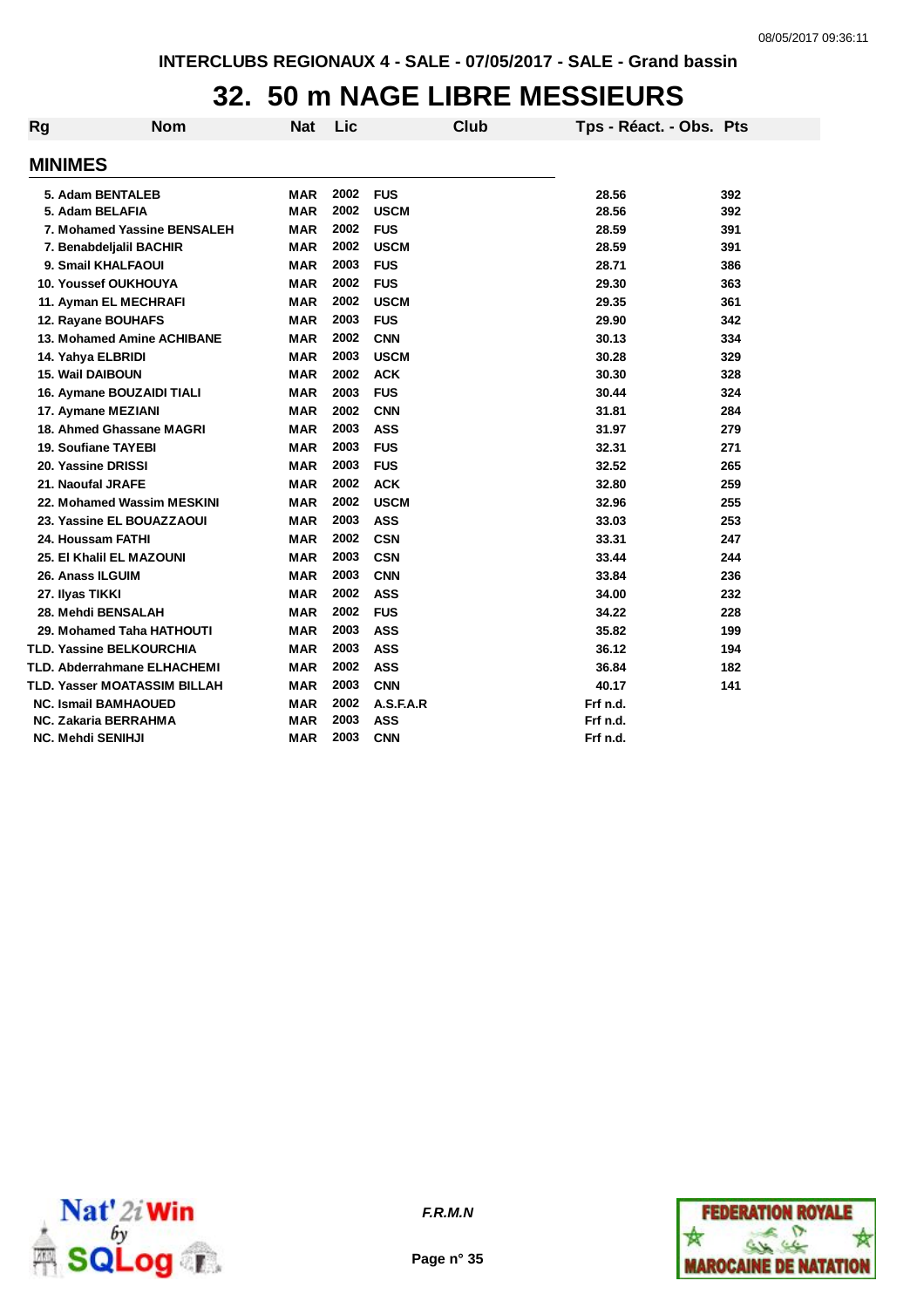INTERCLUBS REGIONAUX 4 - SALE - 07/05/2017 - SALE - Grand bassin

# 32. 50 m NAGE LIBRE MESSIEURS

## MINIMES

| Rg | Nom | Nat | Lic | Club | Tps - Réact. - Obs. | Pts |
|---|---|---|---|---|---|---|
| 5. | Adam BENTALEB | MAR | 2002 | FUS | 28.56 | 392 |
| 5. | Adam BELAFIA | MAR | 2002 | USCM | 28.56 | 392 |
| 7. | Mohamed Yassine BENSALEH | MAR | 2002 | FUS | 28.59 | 391 |
| 7. | Benabdeljalil BACHIR | MAR | 2002 | USCM | 28.59 | 391 |
| 9. | Smail KHALFAOUI | MAR | 2003 | FUS | 28.71 | 386 |
| 10. | Youssef OUKHOUYA | MAR | 2002 | FUS | 29.30 | 363 |
| 11. | Ayman EL MECHRAFI | MAR | 2002 | USCM | 29.35 | 361 |
| 12. | Rayane BOUHAFS | MAR | 2003 | FUS | 29.90 | 342 |
| 13. | Mohamed Amine ACHIBANE | MAR | 2002 | CNN | 30.13 | 334 |
| 14. | Yahya ELBRIDI | MAR | 2003 | USCM | 30.28 | 329 |
| 15. | Wail DAIBOUN | MAR | 2002 | ACK | 30.30 | 328 |
| 16. | Aymane BOUZAIDI TIALI | MAR | 2003 | FUS | 30.44 | 324 |
| 17. | Aymane MEZIANI | MAR | 2002 | CNN | 31.81 | 284 |
| 18. | Ahmed Ghassane MAGRI | MAR | 2003 | ASS | 31.97 | 279 |
| 19. | Soufiane TAYEBI | MAR | 2003 | FUS | 32.31 | 271 |
| 20. | Yassine DRISSI | MAR | 2003 | FUS | 32.52 | 265 |
| 21. | Naoufal JRAFE | MAR | 2002 | ACK | 32.80 | 259 |
| 22. | Mohamed Wassim MESKINI | MAR | 2002 | USCM | 32.96 | 255 |
| 23. | Yassine EL BOUAZZAOUI | MAR | 2003 | ASS | 33.03 | 253 |
| 24. | Houssam FATHI | MAR | 2002 | CSN | 33.31 | 247 |
| 25. | El Khalil EL MAZOUNI | MAR | 2003 | CSN | 33.44 | 244 |
| 26. | Anass ILGUIM | MAR | 2003 | CNN | 33.84 | 236 |
| 27. | Ilyas TIKKI | MAR | 2002 | ASS | 34.00 | 232 |
| 28. | Mehdi BENSALAH | MAR | 2002 | FUS | 34.22 | 228 |
| 29. | Mohamed Taha HATHOUTI | MAR | 2003 | ASS | 35.82 | 199 |
| TLD. | Yassine BELKOURCHIA | MAR | 2003 | ASS | 36.12 | 194 |
| TLD. | Abderrahmane ELHACHEMI | MAR | 2002 | ASS | 36.84 | 182 |
| TLD. | Yasser MOATASSIM BILLAH | MAR | 2003 | CNN | 40.17 | 141 |
| NC. | Ismail BAMHAOUED | MAR | 2002 | A.S.F.A.R | Frf n.d. | |
| NC. | Zakaria BERRAHMA | MAR | 2003 | ASS | Frf n.d. | |
| NC. | Mehdi SENIHJI | MAR | 2003 | CNN | Frf n.d. | |

*F.R.M.N*